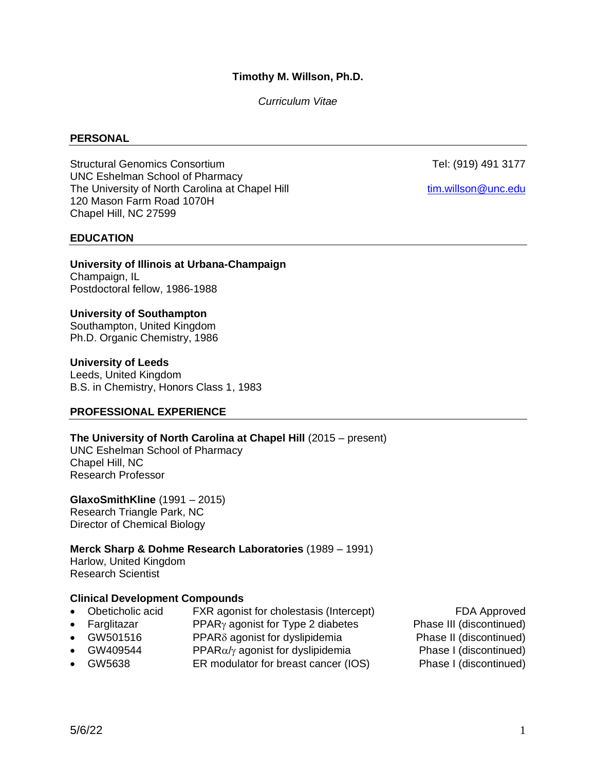**Timothy M. Willson, Ph.D.**

*Curriculum Vitae*

## PERSONAL

Structural Genomics Consortium
UNC Eshelman School of Pharmacy
The University of North Carolina at Chapel Hill
120 Mason Farm Road 1070H
Chapel Hill, NC 27599

Tel: (919) 491 3177

tim.willson@unc.edu

## EDUCATION

**University of Illinois at Urbana-Champaign**
Champaign, IL
Postdoctoral fellow, 1986-1988

**University of Southampton**
Southampton, United Kingdom
Ph.D. Organic Chemistry, 1986

**University of Leeds**
Leeds, United Kingdom
B.S. in Chemistry, Honors Class 1, 1983

## PROFESSIONAL EXPERIENCE

**The University of North Carolina at Chapel Hill** (2015 – present)
UNC Eshelman School of Pharmacy
Chapel Hill, NC
Research Professor

**GlaxoSmithKline** (1991 – 2015)
Research Triangle Park, NC
Director of Chemical Biology

**Merck Sharp & Dohme Research Laboratories** (1989 – 1991)
Harlow, United Kingdom
Research Scientist

**Clinical Development Compounds**

| | | |
|---|---|---|
| • Obeticholic acid | FXR agonist for cholestasis (Intercept) | FDA Approved |
| • Farglitazar | PPAR$\gamma$ agonist for Type 2 diabetes | Phase III (discontinued) |
| • GW501516 | PPAR$\delta$ agonist for dyslipidemia | Phase II (discontinued) |
| • GW409544 | PPAR$\alpha$/$\gamma$ agonist for dyslipidemia | Phase I (discontinued) |
| • GW5638 | ER modulator for breast cancer (IOS) | Phase I (discontinued) |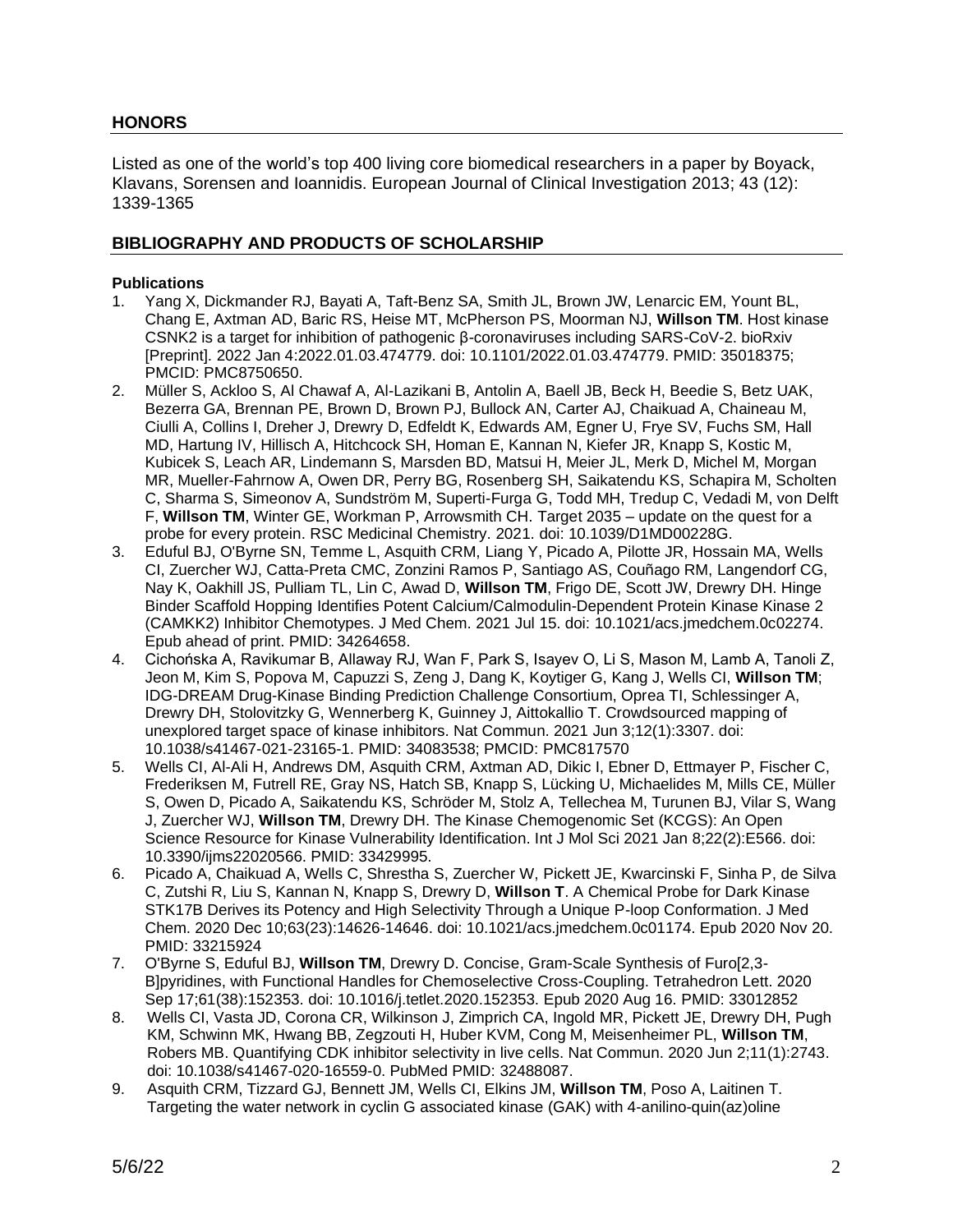## HONORS

Listed as one of the world's top 400 living core biomedical researchers in a paper by Boyack, Klavans, Sorensen and Ioannidis. European Journal of Clinical Investigation 2013; 43 (12): 1339-1365

## BIBLIOGRAPHY AND PRODUCTS OF SCHOLARSHIP

**Publications**

1. Yang X, Dickmander RJ, Bayati A, Taft-Benz SA, Smith JL, Brown JW, Lenarcic EM, Yount BL, Chang E, Axtman AD, Baric RS, Heise MT, McPherson PS, Moorman NJ, **Willson TM**. Host kinase CSNK2 is a target for inhibition of pathogenic β-coronaviruses including SARS-CoV-2. bioRxiv [Preprint]. 2022 Jan 4:2022.01.03.474779. doi: 10.1101/2022.01.03.474779. PMID: 35018375; PMCID: PMC8750650.
2. Müller S, Ackloo S, Al Chawaf A, Al-Lazikani B, Antolin A, Baell JB, Beck H, Beedie S, Betz UAK, Bezerra GA, Brennan PE, Brown D, Brown PJ, Bullock AN, Carter AJ, Chaikuad A, Chaineau M, Ciulli A, Collins I, Dreher J, Drewry D, Edfeldt K, Edwards AM, Egner U, Frye SV, Fuchs SM, Hall MD, Hartung IV, Hillisch A, Hitchcock SH, Homan E, Kannan N, Kiefer JR, Knapp S, Kostic M, Kubicek S, Leach AR, Lindemann S, Marsden BD, Matsui H, Meier JL, Merk D, Michel M, Morgan MR, Mueller-Fahrnow A, Owen DR, Perry BG, Rosenberg SH, Saikatendu KS, Schapira M, Scholten C, Sharma S, Simeonov A, Sundström M, Superti-Furga G, Todd MH, Tredup C, Vedadi M, von Delft F, **Willson TM**, Winter GE, Workman P, Arrowsmith CH. Target 2035 – update on the quest for a probe for every protein. RSC Medicinal Chemistry. 2021. doi: 10.1039/D1MD00228G.
3. Eduful BJ, O'Byrne SN, Temme L, Asquith CRM, Liang Y, Picado A, Pilotte JR, Hossain MA, Wells CI, Zuercher WJ, Catta-Preta CMC, Zonzini Ramos P, Santiago AS, Couñago RM, Langendorf CG, Nay K, Oakhill JS, Pulliam TL, Lin C, Awad D, **Willson TM**, Frigo DE, Scott JW, Drewry DH. Hinge Binder Scaffold Hopping Identifies Potent Calcium/Calmodulin-Dependent Protein Kinase Kinase 2 (CAMKK2) Inhibitor Chemotypes. J Med Chem. 2021 Jul 15. doi: 10.1021/acs.jmedchem.0c02274. Epub ahead of print. PMID: 34264658.
4. Cichońska A, Ravikumar B, Allaway RJ, Wan F, Park S, Isayev O, Li S, Mason M, Lamb A, Tanoli Z, Jeon M, Kim S, Popova M, Capuzzi S, Zeng J, Dang K, Koytiger G, Kang J, Wells CI, **Willson TM**; IDG-DREAM Drug-Kinase Binding Prediction Challenge Consortium, Oprea TI, Schlessinger A, Drewry DH, Stolovitzky G, Wennerberg K, Guinney J, Aittokallio T. Crowdsourced mapping of unexplored target space of kinase inhibitors. Nat Commun. 2021 Jun 3;12(1):3307. doi: 10.1038/s41467-021-23165-1. PMID: 34083538; PMCID: PMC817570
5. Wells CI, Al-Ali H, Andrews DM, Asquith CRM, Axtman AD, Dikic I, Ebner D, Ettmayer P, Fischer C, Frederiksen M, Futrell RE, Gray NS, Hatch SB, Knapp S, Lücking U, Michaelides M, Mills CE, Müller S, Owen D, Picado A, Saikatendu KS, Schröder M, Stolz A, Tellechea M, Turunen BJ, Vilar S, Wang J, Zuercher WJ, **Willson TM**, Drewry DH. The Kinase Chemogenomic Set (KCGS): An Open Science Resource for Kinase Vulnerability Identification. Int J Mol Sci 2021 Jan 8;22(2):E566. doi: 10.3390/ijms22020566. PMID: 33429995.
6. Picado A, Chaikuad A, Wells C, Shrestha S, Zuercher W, Pickett JE, Kwarcinski F, Sinha P, de Silva C, Zutshi R, Liu S, Kannan N, Knapp S, Drewry D, **Willson T**. A Chemical Probe for Dark Kinase STK17B Derives its Potency and High Selectivity Through a Unique P-loop Conformation. J Med Chem. 2020 Dec 10;63(23):14626-14646. doi: 10.1021/acs.jmedchem.0c01174. Epub 2020 Nov 20. PMID: 33215924
7. O'Byrne S, Eduful BJ, **Willson TM**, Drewry D. Concise, Gram-Scale Synthesis of Furo[2,3-B]pyridines, with Functional Handles for Chemoselective Cross-Coupling. Tetrahedron Lett. 2020 Sep 17;61(38):152353. doi: 10.1016/j.tetlet.2020.152353. Epub 2020 Aug 16. PMID: 33012852
8. Wells CI, Vasta JD, Corona CR, Wilkinson J, Zimprich CA, Ingold MR, Pickett JE, Drewry DH, Pugh KM, Schwinn MK, Hwang BB, Zegzouti H, Huber KVM, Cong M, Meisenheimer PL, **Willson TM**, Robers MB. Quantifying CDK inhibitor selectivity in live cells. Nat Commun. 2020 Jun 2;11(1):2743. doi: 10.1038/s41467-020-16559-0. PubMed PMID: 32488087.
9. Asquith CRM, Tizzard GJ, Bennett JM, Wells CI, Elkins JM, **Willson TM**, Poso A, Laitinen T. Targeting the water network in cyclin G associated kinase (GAK) with 4-anilino-quin(az)oline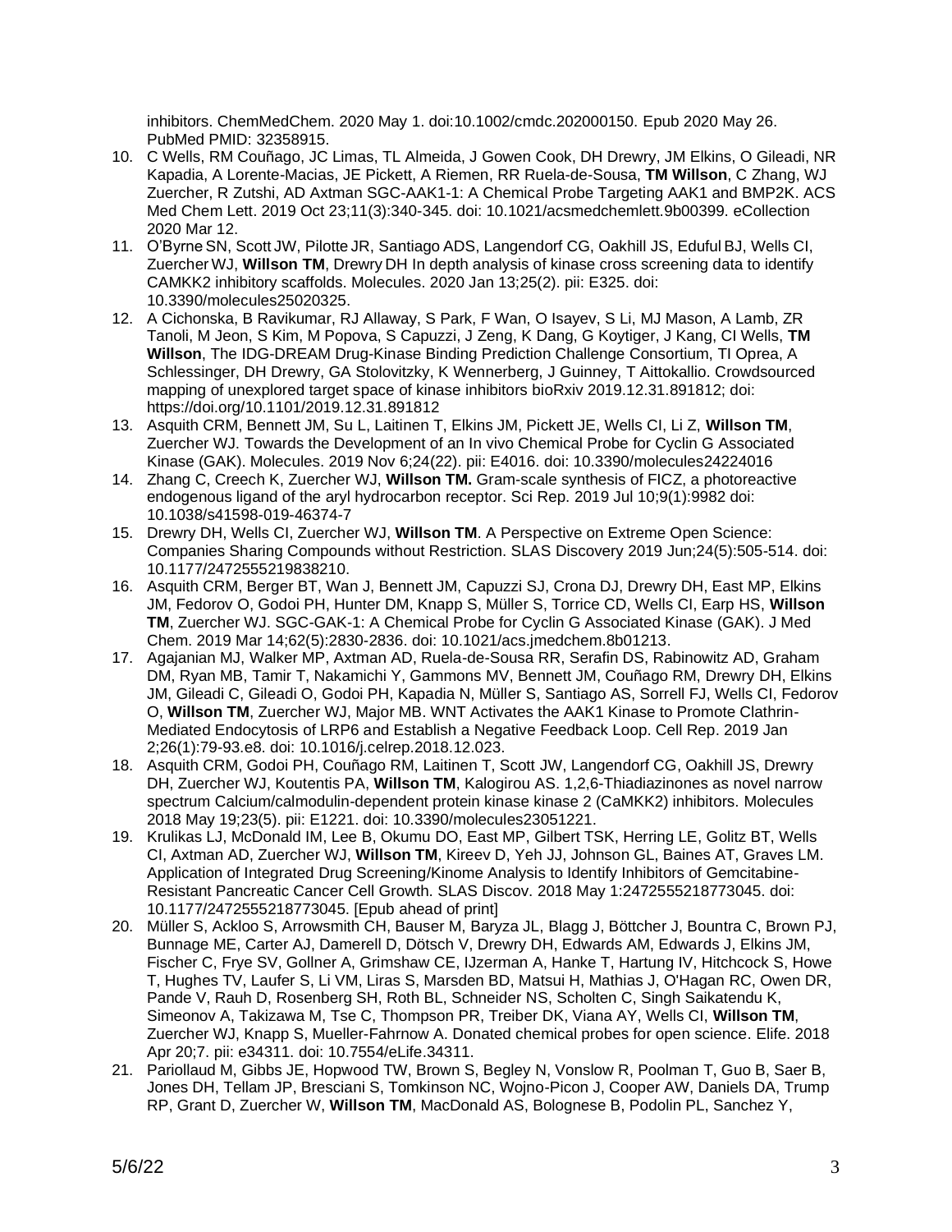inhibitors. ChemMedChem. 2020 May 1. doi:10.1002/cmdc.202000150. Epub 2020 May 26. PubMed PMID: 32358915.

10. C Wells, RM Couñago, JC Limas, TL Almeida, J Gowen Cook, DH Drewry, JM Elkins, O Gileadi, NR Kapadia, A Lorente-Macias, JE Pickett, A Riemen, RR Ruela-de-Sousa, **TM Willson**, C Zhang, WJ Zuercher, R Zutshi, AD Axtman SGC-AAK1-1: A Chemical Probe Targeting AAK1 and BMP2K. ACS Med Chem Lett. 2019 Oct 23;11(3):340-345. doi: 10.1021/acsmedchemlett.9b00399. eCollection 2020 Mar 12.
11. O'Byrne SN, Scott JW, Pilotte JR, Santiago ADS, Langendorf CG, Oakhill JS, Eduful BJ, Wells CI, Zuercher WJ, **Willson TM**, Drewry DH In depth analysis of kinase cross screening data to identify CAMKK2 inhibitory scaffolds. Molecules. 2020 Jan 13;25(2). pii: E325. doi: 10.3390/molecules25020325.
12. A Cichonska, B Ravikumar, RJ Allaway, S Park, F Wan, O Isayev, S Li, MJ Mason, A Lamb, ZR Tanoli, M Jeon, S Kim, M Popova, S Capuzzi, J Zeng, K Dang, G Koytiger, J Kang, CI Wells, **TM Willson**, The IDG-DREAM Drug-Kinase Binding Prediction Challenge Consortium, TI Oprea, A Schlessinger, DH Drewry, GA Stolovitzky, K Wennerberg, J Guinney, T Aittokallio. Crowdsourced mapping of unexplored target space of kinase inhibitors bioRxiv 2019.12.31.891812; doi: https://doi.org/10.1101/2019.12.31.891812
13. Asquith CRM, Bennett JM, Su L, Laitinen T, Elkins JM, Pickett JE, Wells CI, Li Z, **Willson TM**, Zuercher WJ. Towards the Development of an In vivo Chemical Probe for Cyclin G Associated Kinase (GAK). Molecules. 2019 Nov 6;24(22). pii: E4016. doi: 10.3390/molecules24224016
14. Zhang C, Creech K, Zuercher WJ, **Willson TM.** Gram-scale synthesis of FICZ, a photoreactive endogenous ligand of the aryl hydrocarbon receptor. Sci Rep. 2019 Jul 10;9(1):9982 doi: 10.1038/s41598-019-46374-7
15. Drewry DH, Wells CI, Zuercher WJ, **Willson TM**. A Perspective on Extreme Open Science: Companies Sharing Compounds without Restriction. SLAS Discovery 2019 Jun;24(5):505-514. doi: 10.1177/2472555219838210.
16. Asquith CRM, Berger BT, Wan J, Bennett JM, Capuzzi SJ, Crona DJ, Drewry DH, East MP, Elkins JM, Fedorov O, Godoi PH, Hunter DM, Knapp S, Müller S, Torrice CD, Wells CI, Earp HS, **Willson TM**, Zuercher WJ. SGC-GAK-1: A Chemical Probe for Cyclin G Associated Kinase (GAK). J Med Chem. 2019 Mar 14;62(5):2830-2836. doi: 10.1021/acs.jmedchem.8b01213.
17. Agajanian MJ, Walker MP, Axtman AD, Ruela-de-Sousa RR, Serafin DS, Rabinowitz AD, Graham DM, Ryan MB, Tamir T, Nakamichi Y, Gammons MV, Bennett JM, Couñago RM, Drewry DH, Elkins JM, Gileadi C, Gileadi O, Godoi PH, Kapadia N, Müller S, Santiago AS, Sorrell FJ, Wells CI, Fedorov O, **Willson TM**, Zuercher WJ, Major MB. WNT Activates the AAK1 Kinase to Promote Clathrin-Mediated Endocytosis of LRP6 and Establish a Negative Feedback Loop. Cell Rep. 2019 Jan 2;26(1):79-93.e8. doi: 10.1016/j.celrep.2018.12.023.
18. Asquith CRM, Godoi PH, Couñago RM, Laitinen T, Scott JW, Langendorf CG, Oakhill JS, Drewry DH, Zuercher WJ, Koutentis PA, **Willson TM**, Kalogirou AS. 1,2,6-Thiadiazinones as novel narrow spectrum Calcium/calmodulin-dependent protein kinase kinase 2 (CaMKK2) inhibitors. Molecules 2018 May 19;23(5). pii: E1221. doi: 10.3390/molecules23051221.
19. Krulikas LJ, McDonald IM, Lee B, Okumu DO, East MP, Gilbert TSK, Herring LE, Golitz BT, Wells CI, Axtman AD, Zuercher WJ, **Willson TM**, Kireev D, Yeh JJ, Johnson GL, Baines AT, Graves LM. Application of Integrated Drug Screening/Kinome Analysis to Identify Inhibitors of Gemcitabine-Resistant Pancreatic Cancer Cell Growth. SLAS Discov. 2018 May 1:2472555218773045. doi: 10.1177/2472555218773045. [Epub ahead of print]
20. Müller S, Ackloo S, Arrowsmith CH, Bauser M, Baryza JL, Blagg J, Böttcher J, Bountra C, Brown PJ, Bunnage ME, Carter AJ, Damerell D, Dötsch V, Drewry DH, Edwards AM, Edwards J, Elkins JM, Fischer C, Frye SV, Gollner A, Grimshaw CE, IJzerman A, Hanke T, Hartung IV, Hitchcock S, Howe T, Hughes TV, Laufer S, Li VM, Liras S, Marsden BD, Matsui H, Mathias J, O'Hagan RC, Owen DR, Pande V, Rauh D, Rosenberg SH, Roth BL, Schneider NS, Scholten C, Singh Saikatendu K, Simeonov A, Takizawa M, Tse C, Thompson PR, Treiber DK, Viana AY, Wells CI, **Willson TM**, Zuercher WJ, Knapp S, Mueller-Fahrnow A. Donated chemical probes for open science. Elife. 2018 Apr 20;7. pii: e34311. doi: 10.7554/eLife.34311.
21. Pariollaud M, Gibbs JE, Hopwood TW, Brown S, Begley N, Vonslow R, Poolman T, Guo B, Saer B, Jones DH, Tellam JP, Bresciani S, Tomkinson NC, Wojno-Picon J, Cooper AW, Daniels DA, Trump RP, Grant D, Zuercher W, **Willson TM**, MacDonald AS, Bolognese B, Podolin PL, Sanchez Y,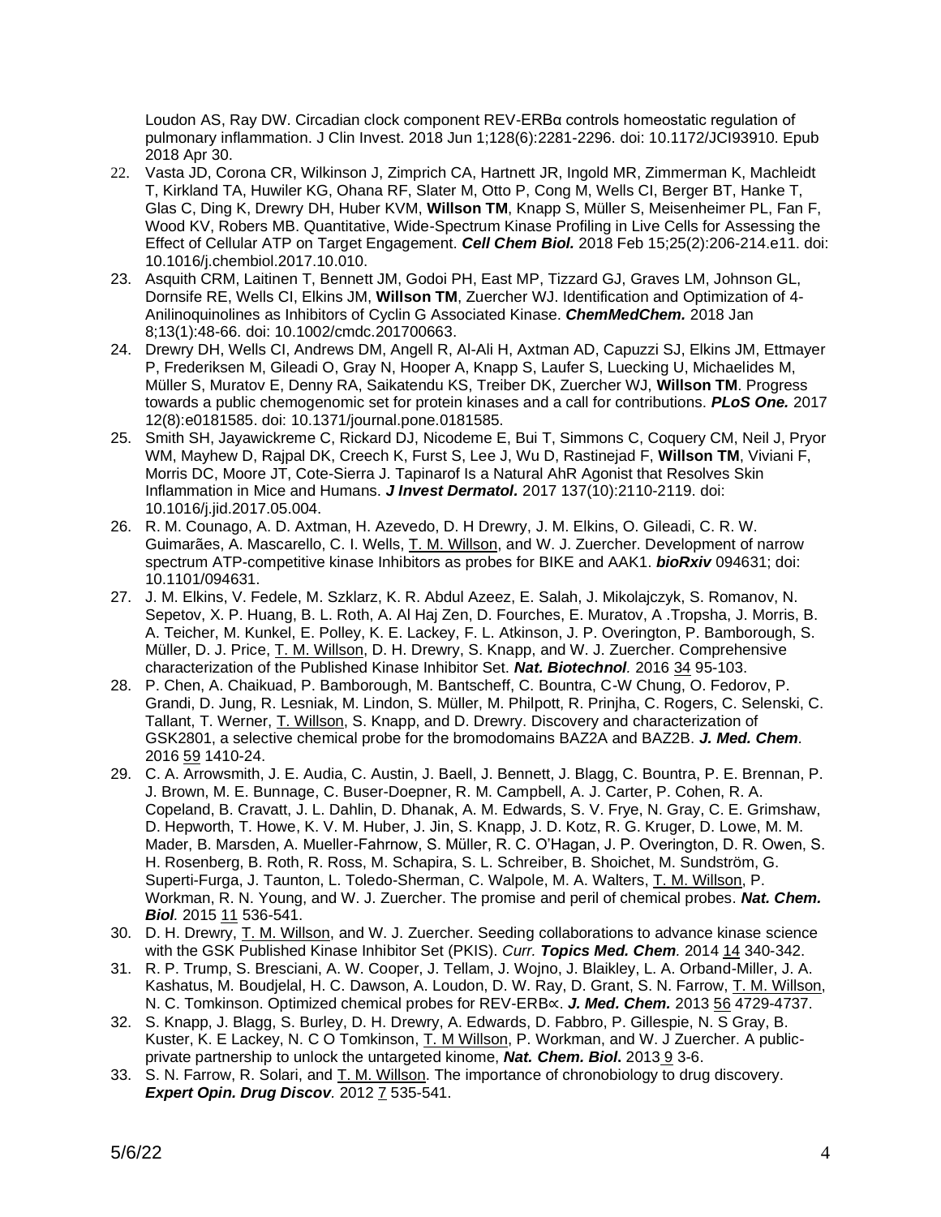Loudon AS, Ray DW. Circadian clock component REV-ERBα controls homeostatic regulation of pulmonary inflammation. J Clin Invest. 2018 Jun 1;128(6):2281-2296. doi: 10.1172/JCI93910. Epub 2018 Apr 30.

22. Vasta JD, Corona CR, Wilkinson J, Zimprich CA, Hartnett JR, Ingold MR, Zimmerman K, Machleidt T, Kirkland TA, Huwiler KG, Ohana RF, Slater M, Otto P, Cong M, Wells CI, Berger BT, Hanke T, Glas C, Ding K, Drewry DH, Huber KVM, **Willson TM**, Knapp S, Müller S, Meisenheimer PL, Fan F, Wood KV, Robers MB. Quantitative, Wide-Spectrum Kinase Profiling in Live Cells for Assessing the Effect of Cellular ATP on Target Engagement. ***Cell Chem Biol.*** 2018 Feb 15;25(2):206-214.e11. doi: 10.1016/j.chembiol.2017.10.010.
23. Asquith CRM, Laitinen T, Bennett JM, Godoi PH, East MP, Tizzard GJ, Graves LM, Johnson GL, Dornsife RE, Wells CI, Elkins JM, **Willson TM**, Zuercher WJ. Identification and Optimization of 4-Anilinoquinolines as Inhibitors of Cyclin G Associated Kinase. ***ChemMedChem.*** 2018 Jan 8;13(1):48-66. doi: 10.1002/cmdc.201700663.
24. Drewry DH, Wells CI, Andrews DM, Angell R, Al-Ali H, Axtman AD, Capuzzi SJ, Elkins JM, Ettmayer P, Frederiksen M, Gileadi O, Gray N, Hooper A, Knapp S, Laufer S, Luecking U, Michaelides M, Müller S, Muratov E, Denny RA, Saikatendu KS, Treiber DK, Zuercher WJ, **Willson TM**. Progress towards a public chemogenomic set for protein kinases and a call for contributions. ***PLoS One.*** 2017 12(8):e0181585. doi: 10.1371/journal.pone.0181585.
25. Smith SH, Jayawickreme C, Rickard DJ, Nicodeme E, Bui T, Simmons C, Coquery CM, Neil J, Pryor WM, Mayhew D, Rajpal DK, Creech K, Furst S, Lee J, Wu D, Rastinejad F, **Willson TM**, Viviani F, Morris DC, Moore JT, Cote-Sierra J. Tapinarof Is a Natural AhR Agonist that Resolves Skin Inflammation in Mice and Humans. ***J Invest Dermatol.*** 2017 137(10):2110-2119. doi: 10.1016/j.jid.2017.05.004.
26. R. M. Counago, A. D. Axtman, H. Azevedo, D. H Drewry, J. M. Elkins, O. Gileadi, C. R. W. Guimarães, A. Mascarello, C. I. Wells, T. M. Willson, and W. J. Zuercher. Development of narrow spectrum ATP-competitive kinase Inhibitors as probes for BIKE and AAK1. ***bioRxiv*** 094631; doi: 10.1101/094631.
27. J. M. Elkins, V. Fedele, M. Szklarz, K. R. Abdul Azeez, E. Salah, J. Mikolajczyk, S. Romanov, N. Sepetov, X. P. Huang, B. L. Roth, A. Al Haj Zen, D. Fourches, E. Muratov, A .Tropsha, J. Morris, B. A. Teicher, M. Kunkel, E. Polley, K. E. Lackey, F. L. Atkinson, J. P. Overington, P. Bamborough, S. Müller, D. J. Price, T. M. Willson, D. H. Drewry, S. Knapp, and W. J. Zuercher. Comprehensive characterization of the Published Kinase Inhibitor Set. ***Nat. Biotechnol.*** 2016 34 95-103.
28. P. Chen, A. Chaikuad, P. Bamborough, M. Bantscheff, C. Bountra, C-W Chung, O. Fedorov, P. Grandi, D. Jung, R. Lesniak, M. Lindon, S. Müller, M. Philpott, R. Prinjha, C. Rogers, C. Selenski, C. Tallant, T. Werner, T. Willson, S. Knapp, and D. Drewry. Discovery and characterization of GSK2801, a selective chemical probe for the bromodomains BAZ2A and BAZ2B. ***J. Med. Chem.*** 2016 59 1410-24.
29. C. A. Arrowsmith, J. E. Audia, C. Austin, J. Baell, J. Bennett, J. Blagg, C. Bountra, P. E. Brennan, P. J. Brown, M. E. Bunnage, C. Buser-Doepner, R. M. Campbell, A. J. Carter, P. Cohen, R. A. Copeland, B. Cravatt, J. L. Dahlin, D. Dhanak, A. M. Edwards, S. V. Frye, N. Gray, C. E. Grimshaw, D. Hepworth, T. Howe, K. V. M. Huber, J. Jin, S. Knapp, J. D. Kotz, R. G. Kruger, D. Lowe, M. M. Mader, B. Marsden, A. Mueller-Fahrnow, S. Müller, R. C. O'Hagan, J. P. Overington, D. R. Owen, S. H. Rosenberg, B. Roth, R. Ross, M. Schapira, S. L. Schreiber, B. Shoichet, M. Sundström, G. Superti-Furga, J. Taunton, L. Toledo-Sherman, C. Walpole, M. A. Walters, T. M. Willson, P. Workman, R. N. Young, and W. J. Zuercher. The promise and peril of chemical probes. ***Nat. Chem. Biol*** 2015 11 536-541.
30. D. H. Drewry, T. M. Willson, and W. J. Zuercher. Seeding collaborations to advance kinase science with the GSK Published Kinase Inhibitor Set (PKIS). *Curr.* ***Topics Med. Chem.*** 2014 14 340-342.
31. R. P. Trump, S. Bresciani, A. W. Cooper, J. Tellam, J. Wojno, J. Blaikley, L. A. Orband-Miller, J. A. Kashatus, M. Boudjelal, H. C. Dawson, A. Loudon, D. W. Ray, D. Grant, S. N. Farrow, T. M. Willson, N. C. Tomkinson. Optimized chemical probes for REV-ERB∝. ***J. Med. Chem.*** 2013 56 4729-4737.
32. S. Knapp, J. Blagg, S. Burley, D. H. Drewry, A. Edwards, D. Fabbro, P. Gillespie, N. S Gray, B. Kuster, K. E Lackey, N. C O Tomkinson, T. M Willson, P. Workman, and W. J Zuercher. A public-private partnership to unlock the untargeted kinome, ***Nat. Chem. Biol.*** 2013 9 3-6.
33. S. N. Farrow, R. Solari, and T. M. Willson. The importance of chronobiology to drug discovery. ***Expert Opin. Drug Discov*** 2012 7 535-541.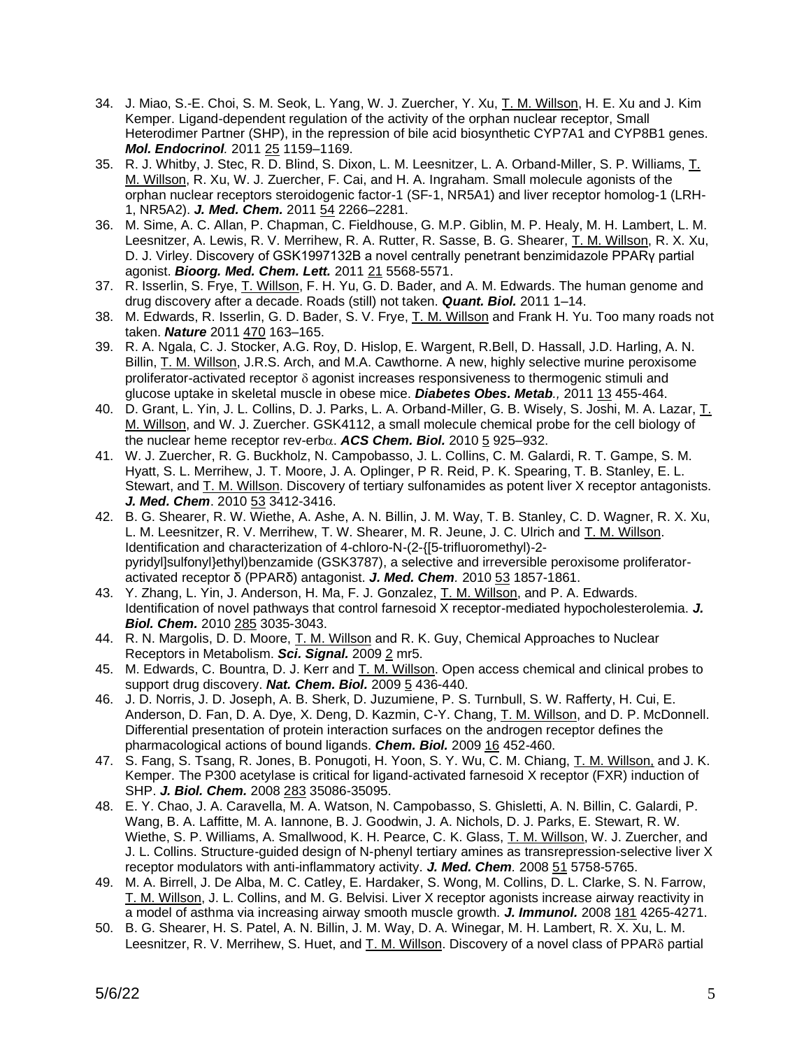34. J. Miao, S.-E. Choi, S. M. Seok, L. Yang, W. J. Zuercher, Y. Xu, T. M. Willson, H. E. Xu and J. Kim Kemper. Ligand-dependent regulation of the activity of the orphan nuclear receptor, Small Heterodimer Partner (SHP), in the repression of bile acid biosynthetic CYP7A1 and CYP8B1 genes. ***Mol. Endocrinol*.** 2011 25 1159–1169.
35. R. J. Whitby, J. Stec, R. D. Blind, S. Dixon, L. M. Leesnitzer, L. A. Orband-Miller, S. P. Williams, T. M. Willson, R. Xu, W. J. Zuercher, F. Cai, and H. A. Ingraham. Small molecule agonists of the orphan nuclear receptors steroidogenic factor-1 (SF-1, NR5A1) and liver receptor homolog-1 (LRH-1, NR5A2). ***J. Med. Chem.*** 2011 54 2266–2281.
36. M. Sime, A. C. Allan, P. Chapman, C. Fieldhouse, G. M.P. Giblin, M. P. Healy, M. H. Lambert, L. M. Leesnitzer, A. Lewis, R. V. Merrihew, R. A. Rutter, R. Sasse, B. G. Shearer, T. M. Willson, R. X. Xu, D. J. Virley. Discovery of GSK1997132B a novel centrally penetrant benzimidazole PPARγ partial agonist. ***Bioorg. Med. Chem. Lett.*** 2011 21 5568-5571.
37. R. Isserlin, S. Frye, T. Willson, F. H. Yu, G. D. Bader, and A. M. Edwards. The human genome and drug discovery after a decade. Roads (still) not taken. ***Quant. Biol.*** 2011 1–14.
38. M. Edwards, R. Isserlin, G. D. Bader, S. V. Frye, T. M. Willson and Frank H. Yu. Too many roads not taken. ***Nature*** 2011 470 163–165.
39. R. A. Ngala, C. J. Stocker, A.G. Roy, D. Hislop, E. Wargent, R.Bell, D. Hassall, J.D. Harling, A. N. Billin, T. M. Willson, J.R.S. Arch, and M.A. Cawthorne. A new, highly selective murine peroxisome proliferator-activated receptor δ agonist increases responsiveness to thermogenic stimuli and glucose uptake in skeletal muscle in obese mice. ***Diabetes Obes. Metab*.***,* 2011 13 455-464.
40. D. Grant, L. Yin, J. L. Collins, D. J. Parks, L. A. Orband-Miller, G. B. Wisely, S. Joshi, M. A. Lazar, T. M. Willson, and W. J. Zuercher. GSK4112, a small molecule chemical probe for the cell biology of the nuclear heme receptor rev-erbα. ***ACS Chem. Biol.*** 2010 5 925–932.
41. W. J. Zuercher, R. G. Buckholz, N. Campobasso, J. L. Collins, C. M. Galardi, R. T. Gampe, S. M. Hyatt, S. L. Merrihew, J. T. Moore, J. A. Oplinger, P R. Reid, P. K. Spearing, T. B. Stanley, E. L. Stewart, and T. M. Willson. Discovery of tertiary sulfonamides as potent liver X receptor antagonists. ***J. Med. Chem***. 2010 53 3412-3416.
42. B. G. Shearer, R. W. Wiethe, A. Ashe, A. N. Billin, J. M. Way, T. B. Stanley, C. D. Wagner, R. X. Xu, L. M. Leesnitzer, R. V. Merrihew, T. W. Shearer, M. R. Jeune, J. C. Ulrich and T. M. Willson. Identification and characterization of 4-chloro-N-(2-{[5-trifluoromethyl)-2-pyridyl]sulfonyl}ethyl)benzamide (GSK3787), a selective and irreversible peroxisome proliferator-activated receptor δ (PPARδ) antagonist. ***J. Med. Chem*.** 2010 53 1857-1861.
43. Y. Zhang, L. Yin, J. Anderson, H. Ma, F. J. Gonzalez, T. M. Willson, and P. A. Edwards. Identification of novel pathways that control farnesoid X receptor-mediated hypocholesterolemia. ***J. Biol. Chem.*** 2010 285 3035-3043.
44. R. N. Margolis, D. D. Moore, T. M. Willson and R. K. Guy, Chemical Approaches to Nuclear Receptors in Metabolism. ***Sci. Signal.*** 2009 2 mr5.
45. M. Edwards, C. Bountra, D. J. Kerr and T. M. Willson. Open access chemical and clinical probes to support drug discovery. ***Nat. Chem. Biol.*** 2009 5 436-440.
46. J. D. Norris, J. D. Joseph, A. B. Sherk, D. Juzumiene, P. S. Turnbull, S. W. Rafferty, H. Cui, E. Anderson, D. Fan, D. A. Dye, X. Deng, D. Kazmin, C-Y. Chang, T. M. Willson, and D. P. McDonnell. Differential presentation of protein interaction surfaces on the androgen receptor defines the pharmacological actions of bound ligands. ***Chem. Biol.*** 2009 16 452-460.
47. S. Fang, S. Tsang, R. Jones, B. Ponugoti, H. Yoon, S. Y. Wu, C. M. Chiang, T. M. Willson, and J. K. Kemper. The P300 acetylase is critical for ligand-activated farnesoid X receptor (FXR) induction of SHP. ***J. Biol. Chem.*** 2008 283 35086-35095.
48. E. Y. Chao, J. A. Caravella, M. A. Watson, N. Campobasso, S. Ghisletti, A. N. Billin, C. Galardi, P. Wang, B. A. Laffitte, M. A. Iannone, B. J. Goodwin, J. A. Nichols, D. J. Parks, E. Stewart, R. W. Wiethe, S. P. Williams, A. Smallwood, K. H. Pearce, C. K. Glass, T. M. Willson, W. J. Zuercher, and J. L. Collins. Structure-guided design of N-phenyl tertiary amines as transrepression-selective liver X receptor modulators with anti-inflammatory activity. ***J. Med. Chem*.** 2008 51 5758-5765.
49. M. A. Birrell, J. De Alba, M. C. Catley, E. Hardaker, S. Wong, M. Collins, D. L. Clarke, S. N. Farrow, T. M. Willson, J. L. Collins, and M. G. Belvisi. Liver X receptor agonists increase airway reactivity in a model of asthma via increasing airway smooth muscle growth. ***J. Immunol.*** 2008 181 4265-4271.
50. B. G. Shearer, H. S. Patel, A. N. Billin, J. M. Way, D. A. Winegar, M. H. Lambert, R. X. Xu, L. M. Leesnitzer, R. V. Merrihew, S. Huet, and T. M. Willson. Discovery of a novel class of PPARδ partial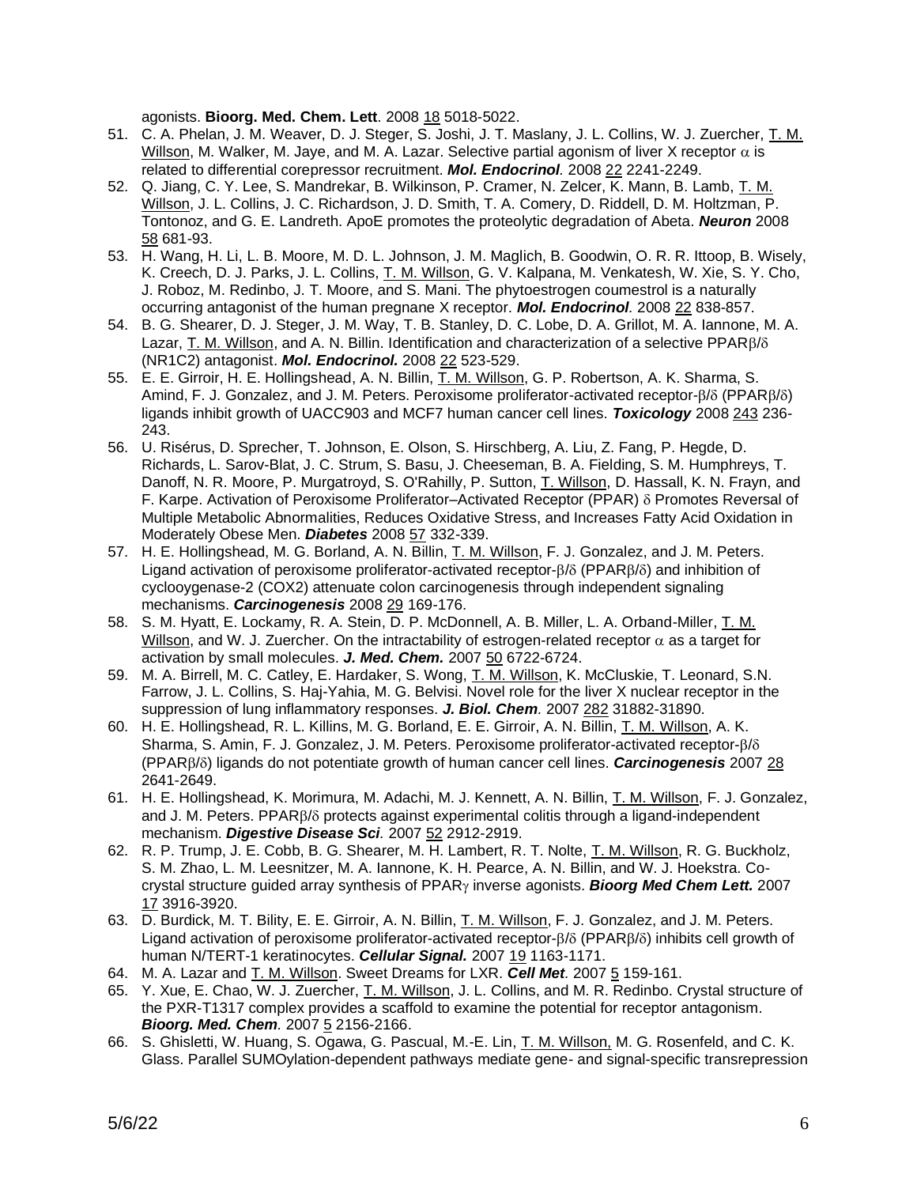agonists. **Bioorg. Med. Chem. Lett**. 2008 18 5018-5022.

51. C. A. Phelan, J. M. Weaver, D. J. Steger, S. Joshi, J. T. Maslany, J. L. Collins, W. J. Zuercher, T. M. Willson, M. Walker, M. Jaye, and M. A. Lazar. Selective partial agonism of liver X receptor $\alpha$ is related to differential corepressor recruitment. ***Mol. Endocrinol***. 2008 22 2241-2249.
52. Q. Jiang, C. Y. Lee, S. Mandrekar, B. Wilkinson, P. Cramer, N. Zelcer, K. Mann, B. Lamb, T. M. Willson, J. L. Collins, J. C. Richardson, J. D. Smith, T. A. Comery, D. Riddell, D. M. Holtzman, P. Tontonoz, and G. E. Landreth. ApoE promotes the proteolytic degradation of Abeta. ***Neuron*** 2008 58 681-93.
53. H. Wang, H. Li, L. B. Moore, M. D. L. Johnson, J. M. Maglich, B. Goodwin, O. R. R. Ittoop, B. Wisely, K. Creech, D. J. Parks, J. L. Collins, T. M. Willson, G. V. Kalpana, M. Venkatesh, W. Xie, S. Y. Cho, J. Roboz, M. Redinbo, J. T. Moore, and S. Mani. The phytoestrogen coumestrol is a naturally occurring antagonist of the human pregnane X receptor. ***Mol. Endocrinol***. 2008 22 838-857.
54. B. G. Shearer, D. J. Steger, J. M. Way, T. B. Stanley, D. C. Lobe, D. A. Grillot, M. A. Iannone, M. A. Lazar, T. M. Willson, and A. N. Billin. Identification and characterization of a selective PPAR$\beta/\delta$ (NR1C2) antagonist. ***Mol. Endocrinol.*** 2008 22 523-529.
55. E. E. Girroir, H. E. Hollingshead, A. N. Billin, T. M. Willson, G. P. Robertson, A. K. Sharma, S. Amind, F. J. Gonzalez, and J. M. Peters. Peroxisome proliferator-activated receptor-$\beta/\delta$ (PPAR$\beta/\delta$) ligands inhibit growth of UACC903 and MCF7 human cancer cell lines. ***Toxicology*** 2008 243 236-243.
56. U. Risérus, D. Sprecher, T. Johnson, E. Olson, S. Hirschberg, A. Liu, Z. Fang, P. Hegde, D. Richards, L. Sarov-Blat, J. C. Strum, S. Basu, J. Cheeseman, B. A. Fielding, S. M. Humphreys, T. Danoff, N. R. Moore, P. Murgatroyd, S. O'Rahilly, P. Sutton, T. Willson, D. Hassall, K. N. Frayn, and F. Karpe. Activation of Peroxisome Proliferator–Activated Receptor (PPAR) $\delta$ Promotes Reversal of Multiple Metabolic Abnormalities, Reduces Oxidative Stress, and Increases Fatty Acid Oxidation in Moderately Obese Men. ***Diabetes*** 2008 57 332-339.
57. H. E. Hollingshead, M. G. Borland, A. N. Billin, T. M. Willson, F. J. Gonzalez, and J. M. Peters. Ligand activation of peroxisome proliferator-activated receptor-$\beta/\delta$ (PPAR$\beta/\delta$) and inhibition of cyclooygenase-2 (COX2) attenuate colon carcinogenesis through independent signaling mechanisms. ***Carcinogenesis*** 2008 29 169-176.
58. S. M. Hyatt, E. Lockamy, R. A. Stein, D. P. McDonnell, A. B. Miller, L. A. Orband-Miller, T. M. Willson, and W. J. Zuercher. On the intractability of estrogen-related receptor $\alpha$ as a target for activation by small molecules. ***J. Med. Chem.*** 2007 50 6722-6724.
59. M. A. Birrell, M. C. Catley, E. Hardaker, S. Wong, T. M. Willson, K. McCluskie, T. Leonard, S.N. Farrow, J. L. Collins, S. Haj-Yahia, M. G. Belvisi. Novel role for the liver X nuclear receptor in the suppression of lung inflammatory responses. ***J. Biol. Chem***. 2007 282 31882-31890.
60. H. E. Hollingshead, R. L. Killins, M. G. Borland, E. E. Girroir, A. N. Billin, T. M. Willson, A. K. Sharma, S. Amin, F. J. Gonzalez, J. M. Peters. Peroxisome proliferator-activated receptor-$\beta/\delta$ (PPAR$\beta/\delta$) ligands do not potentiate growth of human cancer cell lines. ***Carcinogenesis*** 2007 28 2641-2649.
61. H. E. Hollingshead, K. Morimura, M. Adachi, M. J. Kennett, A. N. Billin, T. M. Willson, F. J. Gonzalez, and J. M. Peters. PPAR$\beta/\delta$ protects against experimental colitis through a ligand-independent mechanism. ***Digestive Disease Sci***. 2007 52 2912-2919.
62. R. P. Trump, J. E. Cobb, B. G. Shearer, M. H. Lambert, R. T. Nolte, T. M. Willson, R. G. Buckholz, S. M. Zhao, L. M. Leesnitzer, M. A. Iannone, K. H. Pearce, A. N. Billin, and W. J. Hoekstra. Co-crystal structure guided array synthesis of PPAR$\gamma$ inverse agonists. ***Bioorg Med Chem Lett.*** 2007 17 3916-3920.
63. D. Burdick, M. T. Bility, E. E. Girroir, A. N. Billin, T. M. Willson, F. J. Gonzalez, and J. M. Peters. Ligand activation of peroxisome proliferator-activated receptor-$\beta/\delta$ (PPAR$\beta/\delta$) inhibits cell growth of human N/TERT-1 keratinocytes. ***Cellular Signal.*** 2007 19 1163-1171.
64. M. A. Lazar and T. M. Willson. Sweet Dreams for LXR. ***Cell Met***. 2007 5 159-161.
65. Y. Xue, E. Chao, W. J. Zuercher, T. M. Willson, J. L. Collins, and M. R. Redinbo. Crystal structure of the PXR-T1317 complex provides a scaffold to examine the potential for receptor antagonism. ***Bioorg. Med. Chem***. 2007 5 2156-2166.
66. S. Ghisletti, W. Huang, S. Ogawa, G. Pascual, M.-E. Lin, T. M. Willson, M. G. Rosenfeld, and C. K. Glass. Parallel SUMOylation-dependent pathways mediate gene- and signal-specific transrepression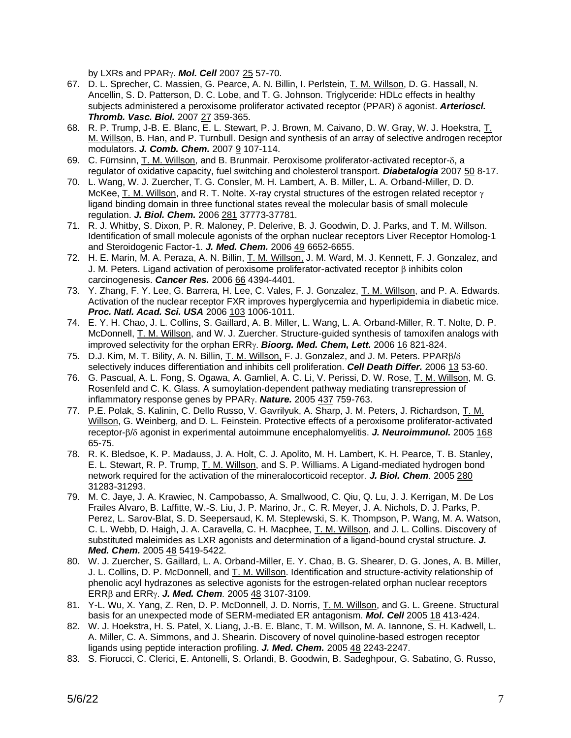by LXRs and PPAR$\gamma$. ***Mol. Cell*** 2007 25 57-70.

67. D. L. Sprecher, C. Massien, G. Pearce, A. N. Billin, I. Perlstein, T. M. Willson, D. G. Hassall, N. Ancellin, S. D. Patterson, D. C. Lobe, and T. G. Johnson. Triglyceride: HDLc effects in healthy subjects administered a peroxisome proliferator activated receptor (PPAR) $\delta$ agonist. ***Arterioscl. Thromb. Vasc. Biol.*** 2007 27 359-365.
68. R. P. Trump, J-B. E. Blanc, E. L. Stewart, P. J. Brown, M. Caivano, D. W. Gray, W. J. Hoekstra, T. M. Willson, B. Han, and P. Turnbull. Design and synthesis of an array of selective androgen receptor modulators. ***J. Comb. Chem.*** 2007 9 107-114.
69. C. Fürnsinn, T. M. Willson, and B. Brunmair. Peroxisome proliferator-activated receptor-$\delta$, a regulator of oxidative capacity, fuel switching and cholesterol transport. ***Diabetalogia*** 2007 50 8-17.
70. L. Wang, W. J. Zuercher, T. G. Consler, M. H. Lambert, A. B. Miller, L. A. Orband-Miller, D. D. McKee, T. M. Willson, and R. T. Nolte. X-ray crystal structures of the estrogen related receptor $\gamma$ ligand binding domain in three functional states reveal the molecular basis of small molecule regulation. ***J. Biol. Chem.*** 2006 281 37773-37781.
71. R. J. Whitby, S. Dixon, P. R. Maloney, P. Delerive, B. J. Goodwin, D. J. Parks, and T. M. Willson. Identification of small molecule agonists of the orphan nuclear receptors Liver Receptor Homolog-1 and Steroidogenic Factor-1. ***J. Med. Chem.*** 2006 49 6652-6655.
72. H. E. Marin, M. A. Peraza, A. N. Billin, T. M. Willson, J. M. Ward, M. J. Kennett, F. J. Gonzalez, and J. M. Peters. Ligand activation of peroxisome proliferator-activated receptor $\beta$ inhibits colon carcinogenesis. ***Cancer Res.*** 2006 66 4394-4401.
73. Y. Zhang, F. Y. Lee, G. Barrera, H. Lee, C. Vales, F. J. Gonzalez, T. M. Willson, and P. A. Edwards. Activation of the nuclear receptor FXR improves hyperglycemia and hyperlipidemia in diabetic mice. ***Proc. Natl. Acad. Sci. USA*** 2006 103 1006-1011.
74. E. Y. H. Chao, J. L. Collins, S. Gaillard, A. B. Miller, L. Wang, L. A. Orband-Miller, R. T. Nolte, D. P. McDonnell, T. M. Willson, and W. J. Zuercher. Structure-guided synthesis of tamoxifen analogs with improved selectivity for the orphan ERR$\gamma$. ***Bioorg. Med. Chem, Lett.*** 2006 16 821-824.
75. D.J. Kim, M. T. Bility, A. N. Billin, T. M. Willson, F. J. Gonzalez, and J. M. Peters. PPAR$\beta$/$\delta$ selectively induces differentiation and inhibits cell proliferation. ***Cell Death Differ.*** 2006 13 53-60.
76. G. Pascual, A. L. Fong, S. Ogawa, A. Gamliel, A. C. Li, V. Perissi, D. W. Rose, T. M. Willson, M. G. Rosenfeld and C. K. Glass. A sumoylation-dependent pathway mediating transrepression of inflammatory response genes by PPAR$\gamma$. ***Nature.*** 2005 437 759-763.
77. P.E. Polak, S. Kalinin, C. Dello Russo, V. Gavrilyuk, A. Sharp, J. M. Peters, J. Richardson, T. M. Willson, G. Weinberg, and D. L. Feinstein. Protective effects of a peroxisome proliferator-activated receptor-$\beta$/$\delta$ agonist in experimental autoimmune encephalomyelitis. ***J. Neuroimmunol.*** 2005 168 65-75.
78. R. K. Bledsoe, K. P. Madauss, J. A. Holt, C. J. Apolito, M. H. Lambert, K. H. Pearce, T. B. Stanley, E. L. Stewart, R. P. Trump, T. M. Willson, and S. P. Williams. A Ligand-mediated hydrogen bond network required for the activation of the mineralocorticoid receptor. ***J. Biol. Chem*** 2005 280 31283-31293.
79. M. C. Jaye, J. A. Krawiec, N. Campobasso, A. Smallwood, C. Qiu, Q. Lu, J. J. Kerrigan, M. De Los Frailes Alvaro, B. Laffitte, W.-S. Liu, J. P. Marino, Jr., C. R. Meyer, J. A. Nichols, D. J. Parks, P. Perez, L. Sarov-Blat, S. D. Seepersaud, K. M. Steplewski, S. K. Thompson, P. Wang, M. A. Watson, C. L. Webb, D. Haigh, J. A. Caravella, C. H. Macphee, T. M. Willson, and J. L. Collins. Discovery of substituted maleimides as LXR agonists and determination of a ligand-bound crystal structure. ***J. Med. Chem.*** 2005 48 5419-5422.
80. W. J. Zuercher, S. Gaillard, L. A. Orband-Miller, E. Y. Chao, B. G. Shearer, D. G. Jones, A. B. Miller, J. L. Collins, D. P. McDonnell, and T. M. Willson. Identification and structure-activity relationship of phenolic acyl hydrazones as selective agonists for the estrogen-related orphan nuclear receptors ERR$\beta$ and ERR$\gamma$. ***J. Med. Chem*** 2005 48 3107-3109.
81. Y-L. Wu, X. Yang, Z. Ren, D. P. McDonnell, J. D. Norris, T. M. Willson, and G. L. Greene. Structural basis for an unexpected mode of SERM-mediated ER antagonism. ***Mol. Cell*** 2005 18 413-424.
82. W. J. Hoekstra, H. S. Patel, X. Liang, J.-B. E. Blanc, T. M. Willson, M. A. Iannone, S. H. Kadwell, L. A. Miller, C. A. Simmons, and J. Shearin. Discovery of novel quinoline-based estrogen receptor ligands using peptide interaction profiling. ***J. Med. Chem.*** 2005 48 2243-2247.
83. S. Fiorucci, C. Clerici, E. Antonelli, S. Orlandi, B. Goodwin, B. Sadeghpour, G. Sabatino, G. Russo,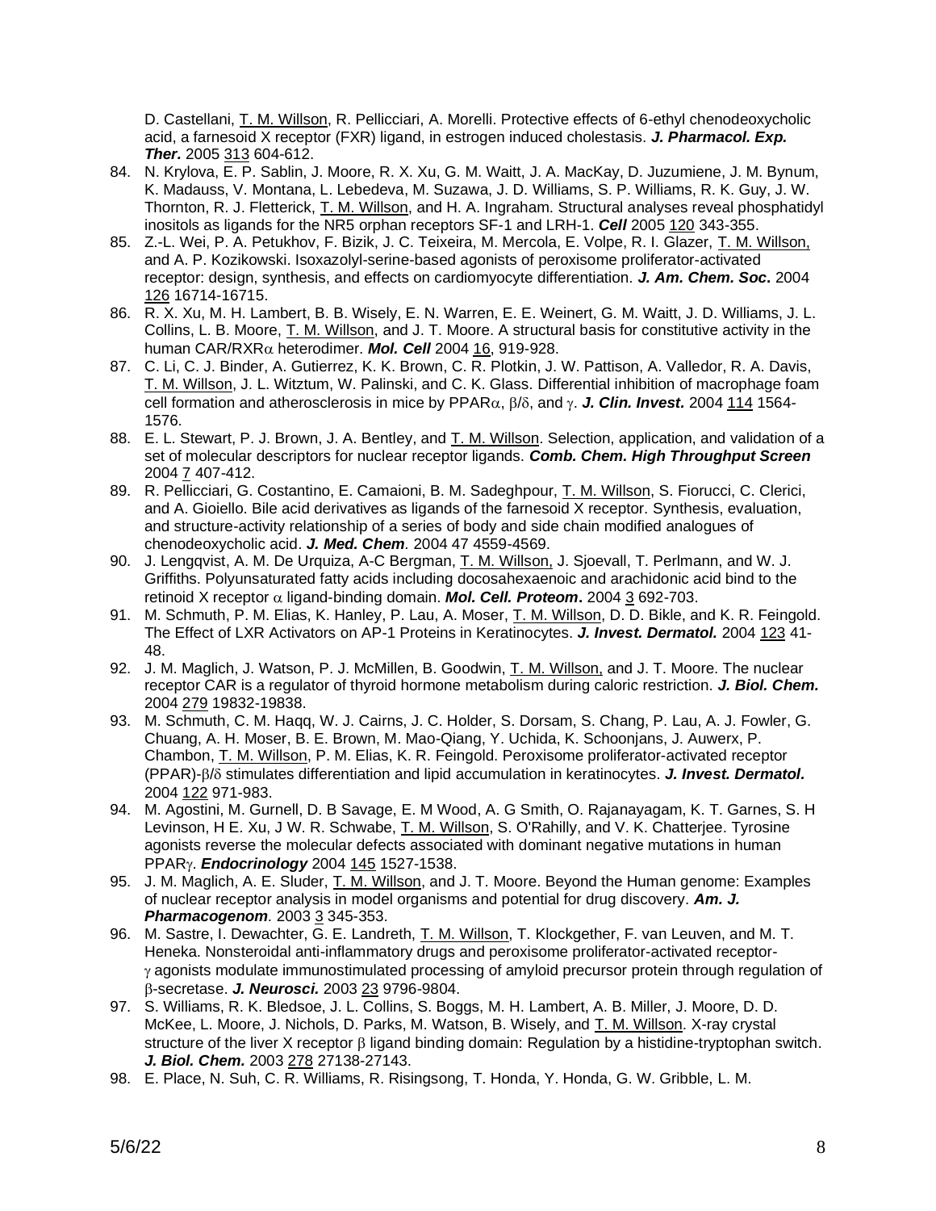D. Castellani, <u>T. M. Willson</u>, R. Pellicciari, A. Morelli. Protective effects of 6-ethyl chenodeoxycholic acid, a farnesoid X receptor (FXR) ligand, in estrogen induced cholestasis. ***J. Pharmacol. Exp. Ther.*** 2005 <u>313</u> 604-612.

84. N. Krylova, E. P. Sablin, J. Moore, R. X. Xu, G. M. Waitt, J. A. MacKay, D. Juzumiene, J. M. Bynum, K. Madauss, V. Montana, L. Lebedeva, M. Suzawa, J. D. Williams, S. P. Williams, R. K. Guy, J. W. Thornton, R. J. Fletterick, <u>T. M. Willson</u>, and H. A. Ingraham. Structural analyses reveal phosphatidyl inositols as ligands for the NR5 orphan receptors SF-1 and LRH-1. ***Cell*** 2005 <u>120</u> 343-355.
85. Z.-L. Wei, P. A. Petukhov, F. Bizik, J. C. Teixeira, M. Mercola, E. Volpe, R. I. Glazer, <u>T. M. Willson,</u> and A. P. Kozikowski. Isoxazolyl-serine-based agonists of peroxisome proliferator-activated receptor: design, synthesis, and effects on cardiomyocyte differentiation. ***J. Am. Chem. Soc.*** 2004 <u>126</u> 16714-16715.
86. R. X. Xu, M. H. Lambert, B. B. Wisely, E. N. Warren, E. E. Weinert, G. M. Waitt, J. D. Williams, J. L. Collins, L. B. Moore, <u>T. M. Willson</u>, and J. T. Moore. A structural basis for constitutive activity in the human CAR/RXRα heterodimer. ***Mol. Cell*** 2004 <u>16</u>, 919-928.
87. C. Li, C. J. Binder, A. Gutierrez, K. K. Brown, C. R. Plotkin, J. W. Pattison, A. Valledor, R. A. Davis, <u>T. M. Willson</u>, J. L. Witztum, W. Palinski, and C. K. Glass. Differential inhibition of macrophage foam cell formation and atherosclerosis in mice by PPARα, β/δ, and γ. ***J. Clin. Invest.*** 2004 <u>114</u> 1564-1576.
88. E. L. Stewart, P. J. Brown, J. A. Bentley, and <u>T. M. Willson</u>. Selection, application, and validation of a set of molecular descriptors for nuclear receptor ligands. ***Comb. Chem. High Throughput Screen*** 2004 <u>7</u> 407-412.
89. R. Pellicciari, G. Costantino, E. Camaioni, B. M. Sadeghpour, <u>T. M. Willson</u>, S. Fiorucci, C. Clerici, and A. Gioiello. Bile acid derivatives as ligands of the farnesoid X receptor. Synthesis, evaluation, and structure-activity relationship of a series of body and side chain modified analogues of chenodeoxycholic acid. ***J. Med. Chem*** 2004 47 4559-4569.
90. J. Lengqvist, A. M. De Urquiza, A-C Bergman, <u>T. M. Willson,</u> J. Sjoevall, T. Perlmann, and W. J. Griffiths. Polyunsaturated fatty acids including docosahexaenoic and arachidonic acid bind to the retinoid X receptor α ligand-binding domain. ***Mol. Cell. Proteom.*** 2004 <u>3</u> 692-703.
91. M. Schmuth, P. M. Elias, K. Hanley, P. Lau, A. Moser, <u>T. M. Willson</u>, D. D. Bikle, and K. R. Feingold. The Effect of LXR Activators on AP-1 Proteins in Keratinocytes. ***J. Invest. Dermatol.*** 2004 <u>123</u> 41-48.
92. J. M. Maglich, J. Watson, P. J. McMillen, B. Goodwin, <u>T. M. Willson,</u> and J. T. Moore. The nuclear receptor CAR is a regulator of thyroid hormone metabolism during caloric restriction. ***J. Biol. Chem.*** 2004 <u>279</u> 19832-19838.
93. M. Schmuth, C. M. Haqq, W. J. Cairns, J. C. Holder, S. Dorsam, S. Chang, P. Lau, A. J. Fowler, G. Chuang, A. H. Moser, B. E. Brown, M. Mao-Qiang, Y. Uchida, K. Schoonjans, J. Auwerx, P. Chambon, <u>T. M. Willson</u>, P. M. Elias, K. R. Feingold. Peroxisome proliferator-activated receptor (PPAR)-β/δ stimulates differentiation and lipid accumulation in keratinocytes. ***J. Invest. Dermatol.*** 2004 <u>122</u> 971-983.
94. M. Agostini, M. Gurnell, D. B Savage, E. M Wood, A. G Smith, O. Rajanayagam, K. T. Garnes, S. H Levinson, H E. Xu, J W. R. Schwabe, <u>T. M. Willson</u>, S. O'Rahilly, and V. K. Chatterjee. Tyrosine agonists reverse the molecular defects associated with dominant negative mutations in human PPARγ. ***Endocrinology*** 2004 <u>145</u> 1527-1538.
95. J. M. Maglich, A. E. Sluder, <u>T. M. Willson</u>, and J. T. Moore. Beyond the Human genome: Examples of nuclear receptor analysis in model organisms and potential for drug discovery. ***Am. J. Pharmacogenom.*** 2003 <u>3</u> 345-353.
96. M. Sastre, I. Dewachter, G. E. Landreth, <u>T. M. Willson</u>, T. Klockgether, F. van Leuven, and M. T. Heneka. Nonsteroidal anti-inflammatory drugs and peroxisome proliferator-activated receptor-γ agonists modulate immunostimulated processing of amyloid precursor protein through regulation of β-secretase. ***J. Neurosci.*** 2003 <u>23</u> 9796-9804.
97. S. Williams, R. K. Bledsoe, J. L. Collins, S. Boggs, M. H. Lambert, A. B. Miller, J. Moore, D. D. McKee, L. Moore, J. Nichols, D. Parks, M. Watson, B. Wisely, and <u>T. M. Willson</u>. X-ray crystal structure of the liver X receptor β ligand binding domain: Regulation by a histidine-tryptophan switch. ***J. Biol. Chem.*** 2003 <u>278</u> 27138-27143.
98. E. Place, N. Suh, C. R. Williams, R. Risingsong, T. Honda, Y. Honda, G. W. Gribble, L. M.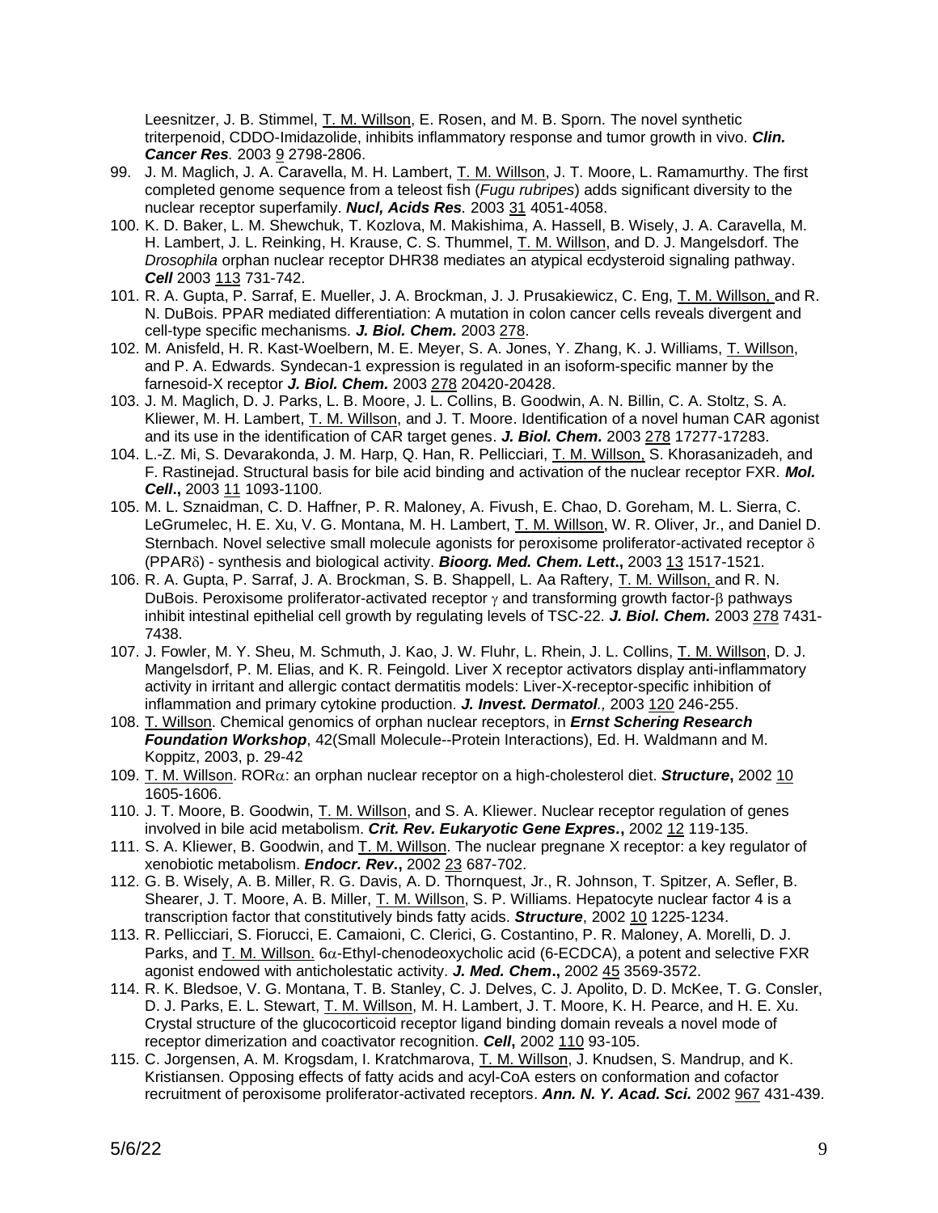Leesnitzer, J. B. Stimmel, T. M. Willson, E. Rosen, and M. B. Sporn. The novel synthetic triterpenoid, CDDO-Imidazolide, inhibits inflammatory response and tumor growth in vivo. ***Clin. Cancer Res*** *.* 2003 9 2798-2806.

99. J. M. Maglich, J. A. Caravella, M. H. Lambert, T. M. Willson, J. T. Moore, L. Ramamurthy. The first completed genome sequence from a teleost fish (*Fugu rubripes*) adds significant diversity to the nuclear receptor superfamily. ***Nucl, Acids Res*** *.* 2003 31 4051-4058.
100. K. D. Baker, L. M. Shewchuk, T. Kozlova, M. Makishima, A. Hassell, B. Wisely, J. A. Caravella, M. H. Lambert, J. L. Reinking, H. Krause, C. S. Thummel, T. M. Willson, and D. J. Mangelsdorf. The *Drosophila* orphan nuclear receptor DHR38 mediates an atypical ecdysteroid signaling pathway. ***Cell*** 2003 113 731-742.
101. R. A. Gupta, P. Sarraf, E. Mueller, J. A. Brockman, J. J. Prusakiewicz, C. Eng, T. M. Willson, and R. N. DuBois. PPAR mediated differentiation: A mutation in colon cancer cells reveals divergent and cell-type specific mechanisms. ***J. Biol. Chem.*** 2003 278.
102. M. Anisfeld, H. R. Kast-Woelbern, M. E. Meyer, S. A. Jones, Y. Zhang, K. J. Williams, T. Willson, and P. A. Edwards. Syndecan-1 expression is regulated in an isoform-specific manner by the farnesoid-X receptor ***J. Biol. Chem.*** 2003 278 20420-20428.
103. J. M. Maglich, D. J. Parks, L. B. Moore, J. L. Collins, B. Goodwin, A. N. Billin, C. A. Stoltz, S. A. Kliewer, M. H. Lambert, T. M. Willson, and J. T. Moore. Identification of a novel human CAR agonist and its use in the identification of CAR target genes. ***J. Biol. Chem.*** 2003 278 17277-17283.
104. L.-Z. Mi, S. Devarakonda, J. M. Harp, Q. Han, R. Pellicciari, T. M. Willson, S. Khorasanizadeh, and F. Rastinejad. Structural basis for bile acid binding and activation of the nuclear receptor FXR. ***Mol. Cell*****.,** 2003 11 1093-1100.
105. M. L. Sznaidman, C. D. Haffner, P. R. Maloney, A. Fivush, E. Chao, D. Goreham, M. L. Sierra, C. LeGrumelec, H. E. Xu, V. G. Montana, M. H. Lambert, T. M. Willson, W. R. Oliver, Jr., and Daniel D. Sternbach. Novel selective small molecule agonists for peroxisome proliferator-activated receptor $\delta$ (PPAR$\delta$) - synthesis and biological activity. ***Bioorg. Med. Chem. Lett*****.,** 2003 13 1517-1521.
106. R. A. Gupta, P. Sarraf, J. A. Brockman, S. B. Shappell, L. Aa Raftery, T. M. Willson, and R. N. DuBois. Peroxisome proliferator-activated receptor $\gamma$ and transforming growth factor-$\beta$ pathways inhibit intestinal epithelial cell growth by regulating levels of TSC-22. ***J. Biol. Chem.*** 2003 278 7431-7438.
107. J. Fowler, M. Y. Sheu, M. Schmuth, J. Kao, J. W. Fluhr, L. Rhein, J. L. Collins, T. M. Willson, D. J. Mangelsdorf, P. M. Elias, and K. R. Feingold. Liver X receptor activators display anti-inflammatory activity in irritant and allergic contact dermatitis models: Liver-X-receptor-specific inhibition of inflammation and primary cytokine production. ***J. Invest. Dermatol*** *.,* 2003 120 246-255.
108. T. Willson. Chemical genomics of orphan nuclear receptors, in ***Ernst Schering Research Foundation Workshop***, 42(Small Molecule--Protein Interactions), Ed. H. Waldmann and M. Koppitz, 2003, p. 29-42
109. T. M. Willson. ROR$\alpha$: an orphan nuclear receptor on a high-cholesterol diet. ***Structure*****,** 2002 10 1605-1606.
110. J. T. Moore, B. Goodwin, T. M. Willson, and S. A. Kliewer. Nuclear receptor regulation of genes involved in bile acid metabolism. ***Crit. Rev. Eukaryotic Gene Expres*****.,** 2002 12 119-135.
111. S. A. Kliewer, B. Goodwin, and T. M. Willson. The nuclear pregnane X receptor: a key regulator of xenobiotic metabolism. ***Endocr. Rev*****.,** 2002 23 687-702.
112. G. B. Wisely, A. B. Miller, R. G. Davis, A. D. Thornquest, Jr., R. Johnson, T. Spitzer, A. Sefler, B. Shearer, J. T. Moore, A. B. Miller, T. M. Willson, S. P. Williams. Hepatocyte nuclear factor 4 is a transcription factor that constitutively binds fatty acids. ***Structure***, 2002 10 1225-1234.
113. R. Pellicciari, S. Fiorucci, E. Camaioni, C. Clerici, G. Costantino, P. R. Maloney, A. Morelli, D. J. Parks, and T. M. Willson. 6$\alpha$-Ethyl-chenodeoxycholic acid (6-ECDCA), a potent and selective FXR agonist endowed with anticholestatic activity. ***J. Med. Chem*****.,** 2002 45 3569-3572.
114. R. K. Bledsoe, V. G. Montana, T. B. Stanley, C. J. Delves, C. J. Apolito, D. D. McKee, T. G. Consler, D. J. Parks, E. L. Stewart, T. M. Willson, M. H. Lambert, J. T. Moore, K. H. Pearce, and H. E. Xu. Crystal structure of the glucocorticoid receptor ligand binding domain reveals a novel mode of receptor dimerization and coactivator recognition. ***Cell*****,** 2002 110 93-105.
115. C. Jorgensen, A. M. Krogsdam, I. Kratchmarova, T. M. Willson, J. Knudsen, S. Mandrup, and K. Kristiansen. Opposing effects of fatty acids and acyl-CoA esters on conformation and cofactor recruitment of peroxisome proliferator-activated receptors. ***Ann. N. Y. Acad. Sci.*** 2002 967 431-439.

5/6/22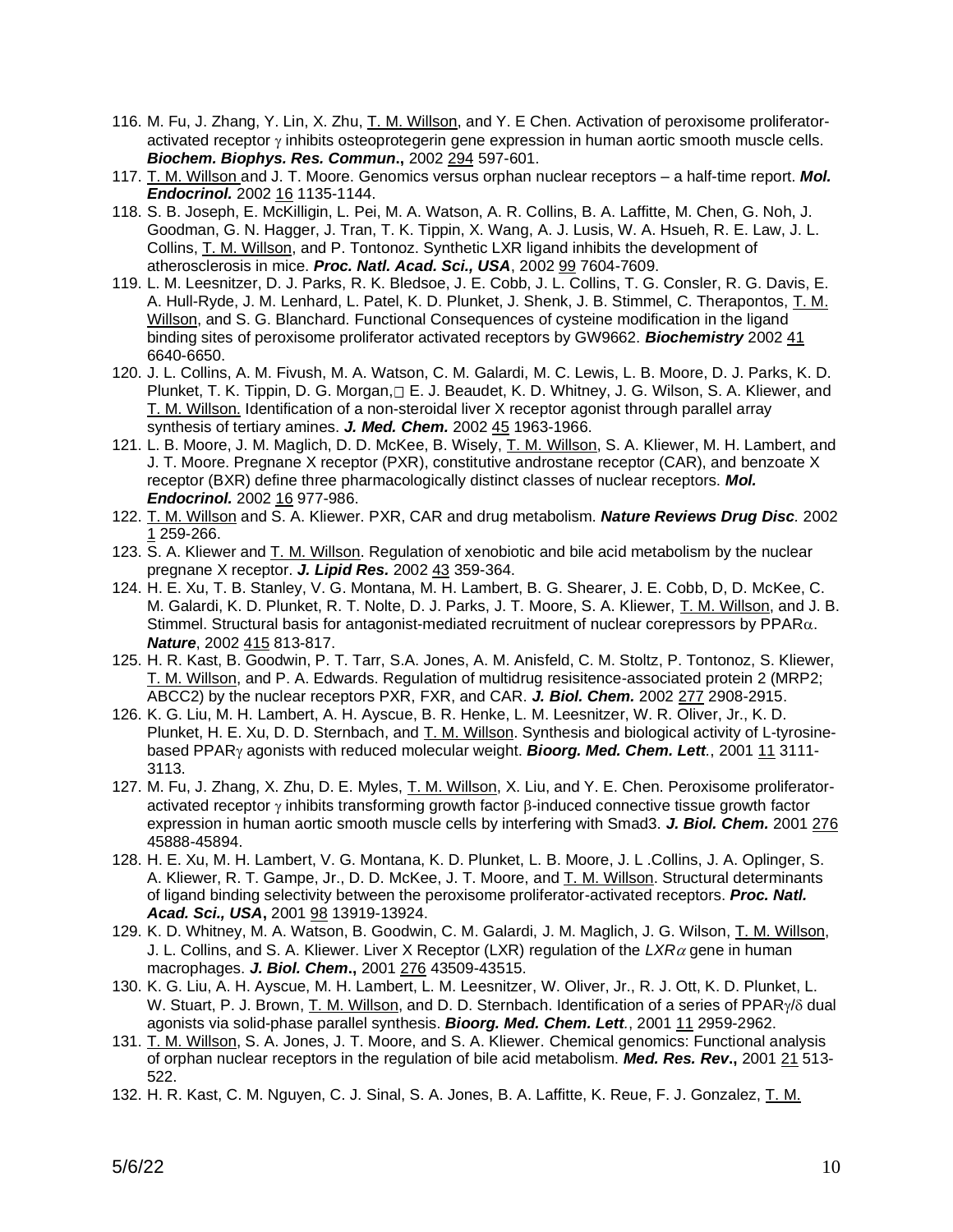116. M. Fu, J. Zhang, Y. Lin, X. Zhu, T. M. Willson, and Y. E Chen. Activation of peroxisome proliferator-activated receptor γ inhibits osteoprotegerin gene expression in human aortic smooth muscle cells. ***Biochem. Biophys. Res. Commun*.,** 2002 294 597-601.
117. T. M. Willson and J. T. Moore. Genomics versus orphan nuclear receptors – a half-time report. ***Mol. Endocrinol.*** 2002 16 1135-1144.
118. S. B. Joseph, E. McKilligin, L. Pei, M. A. Watson, A. R. Collins, B. A. Laffitte, M. Chen, G. Noh, J. Goodman, G. N. Hagger, J. Tran, T. K. Tippin, X. Wang, A. J. Lusis, W. A. Hsueh, R. E. Law, J. L. Collins, T. M. Willson, and P. Tontonoz. Synthetic LXR ligand inhibits the development of atherosclerosis in mice. ***Proc. Natl. Acad. Sci., USA***, 2002 99 7604-7609.
119. L. M. Leesnitzer, D. J. Parks, R. K. Bledsoe, J. E. Cobb, J. L. Collins, T. G. Consler, R. G. Davis, E. A. Hull-Ryde, J. M. Lenhard, L. Patel, K. D. Plunket, J. Shenk, J. B. Stimmel, C. Therapontos, T. M. Willson, and S. G. Blanchard. Functional Consequences of cysteine modification in the ligand binding sites of peroxisome proliferator activated receptors by GW9662. ***Biochemistry*** 2002 41 6640-6650.
120. J. L. Collins, A. M. Fivush, M. A. Watson, C. M. Galardi, M. C. Lewis, L. B. Moore, D. J. Parks, K. D. Plunket, T. K. Tippin, D. G. Morgan, E. J. Beaudet, K. D. Whitney, J. G. Wilson, S. A. Kliewer, and T. M. Willson. Identification of a non-steroidal liver X receptor agonist through parallel array synthesis of tertiary amines. ***J. Med. Chem.*** 2002 45 1963-1966.
121. L. B. Moore, J. M. Maglich, D. D. McKee, B. Wisely, T. M. Willson, S. A. Kliewer, M. H. Lambert, and J. T. Moore. Pregnane X receptor (PXR), constitutive androstane receptor (CAR), and benzoate X receptor (BXR) define three pharmacologically distinct classes of nuclear receptors. ***Mol. Endocrinol.*** 2002 16 977-986.
122. T. M. Willson and S. A. Kliewer. PXR, CAR and drug metabolism. ***Nature Reviews Drug Disc.*** 2002 1 259-266.
123. S. A. Kliewer and T. M. Willson. Regulation of xenobiotic and bile acid metabolism by the nuclear pregnane X receptor. ***J. Lipid Res.*** 2002 43 359-364.
124. H. E. Xu, T. B. Stanley, V. G. Montana, M. H. Lambert, B. G. Shearer, J. E. Cobb, D, D. McKee, C. M. Galardi, K. D. Plunket, R. T. Nolte, D. J. Parks, J. T. Moore, S. A. Kliewer, T. M. Willson, and J. B. Stimmel. Structural basis for antagonist-mediated recruitment of nuclear corepressors by PPARα. ***Nature***, 2002 415 813-817.
125. H. R. Kast, B. Goodwin, P. T. Tarr, S.A. Jones, A. M. Anisfeld, C. M. Stoltz, P. Tontonoz, S. Kliewer, T. M. Willson, and P. A. Edwards. Regulation of multidrug resisitence-associated protein 2 (MRP2; ABCC2) by the nuclear receptors PXR, FXR, and CAR. ***J. Biol. Chem.*** 2002 277 2908-2915.
126. K. G. Liu, M. H. Lambert, A. H. Ayscue, B. R. Henke, L. M. Leesnitzer, W. R. Oliver, Jr., K. D. Plunket, H. E. Xu, D. D. Sternbach, and T. M. Willson. Synthesis and biological activity of L-tyrosine-based PPARγ agonists with reduced molecular weight. ***Bioorg. Med. Chem. Lett.***, 2001 11 3111-3113.
127. M. Fu, J. Zhang, X. Zhu, D. E. Myles, T. M. Willson, X. Liu, and Y. E. Chen. Peroxisome proliferator-activated receptor γ inhibits transforming growth factor β-induced connective tissue growth factor expression in human aortic smooth muscle cells by interfering with Smad3. ***J. Biol. Chem.*** 2001 276 45888-45894.
128. H. E. Xu, M. H. Lambert, V. G. Montana, K. D. Plunket, L. B. Moore, J. L .Collins, J. A. Oplinger, S. A. Kliewer, R. T. Gampe, Jr., D. D. McKee, J. T. Moore, and T. M. Willson. Structural determinants of ligand binding selectivity between the peroxisome proliferator-activated receptors. ***Proc. Natl. Acad. Sci., USA*,** 2001 98 13919-13924.
129. K. D. Whitney, M. A. Watson, B. Goodwin, C. M. Galardi, J. M. Maglich, J. G. Wilson, T. M. Willson, J. L. Collins, and S. A. Kliewer. Liver X Receptor (LXR) regulation of the *LXRα* gene in human macrophages. ***J. Biol. Chem*.,** 2001 276 43509-43515.
130. K. G. Liu, A. H. Ayscue, M. H. Lambert, L. M. Leesnitzer, W. Oliver, Jr., R. J. Ott, K. D. Plunket, L. W. Stuart, P. J. Brown, T. M. Willson, and D. D. Sternbach. Identification of a series of PPARγ/δ dual agonists via solid-phase parallel synthesis. ***Bioorg. Med. Chem. Lett.***, 2001 11 2959-2962.
131. T. M. Willson, S. A. Jones, J. T. Moore, and S. A. Kliewer. Chemical genomics: Functional analysis of orphan nuclear receptors in the regulation of bile acid metabolism. ***Med. Res. Rev*.,** 2001 21 513-522.
132. H. R. Kast, C. M. Nguyen, C. J. Sinal, S. A. Jones, B. A. Laffitte, K. Reue, F. J. Gonzalez, T. M.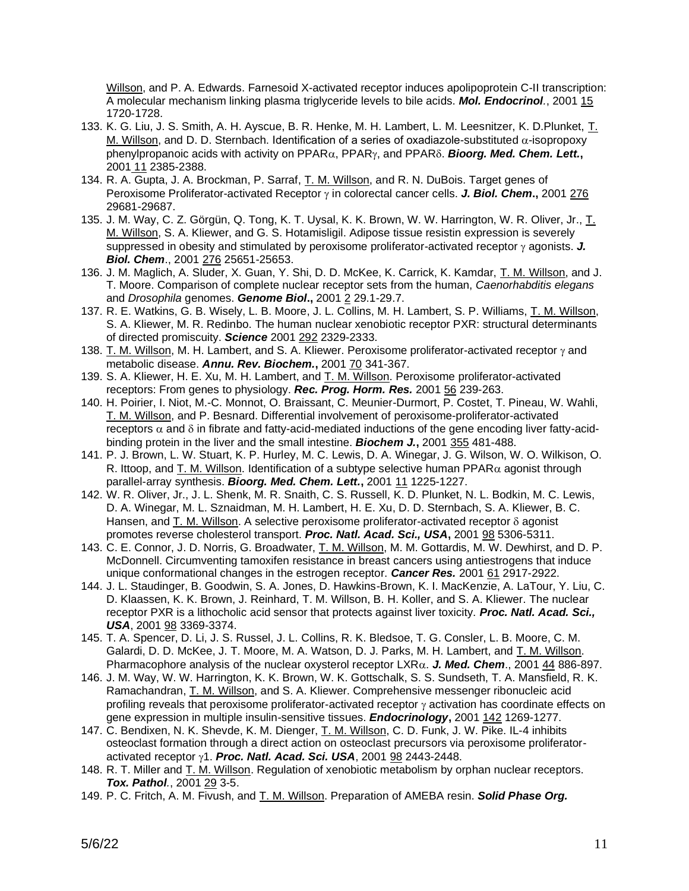Willson, and P. A. Edwards. Farnesoid X-activated receptor induces apolipoprotein C-II transcription: A molecular mechanism linking plasma triglyceride levels to bile acids. ***Mol. Endocrinol***., 2001 15 1720-1728.

133. K. G. Liu, J. S. Smith, A. H. Ayscue, B. R. Henke, M. H. Lambert, L. M. Leesnitzer, K. D.Plunket, T. M. Willson, and D. D. Sternbach. Identification of a series of oxadiazole-substituted $\alpha$-isopropoxy phenylpropanoic acids with activity on PPAR$\alpha$, PPAR$\gamma$, and PPAR$\delta$. ***Bioorg. Med. Chem. Lett.***, 2001 11 2385-2388.
134. R. A. Gupta, J. A. Brockman, P. Sarraf, T. M. Willson, and R. N. DuBois. Target genes of Peroxisome Proliferator-activated Receptor $\gamma$ in colorectal cancer cells. ***J. Biol. Chem***., 2001 276 29681-29687.
135. J. M. Way, C. Z. Görgün, Q. Tong, K. T. Uysal, K. K. Brown, W. W. Harrington, W. R. Oliver, Jr., T. M. Willson, S. A. Kliewer, and G. S. Hotamisligil. Adipose tissue resistin expression is severely suppressed in obesity and stimulated by peroxisome proliferator-activated receptor $\gamma$ agonists. ***J. Biol. Chem***., 2001 276 25651-25653.
136. J. M. Maglich, A. Sluder, X. Guan, Y. Shi, D. D. McKee, K. Carrick, K. Kamdar, T. M. Willson, and J. T. Moore. Comparison of complete nuclear receptor sets from the human, *Caenorhabditis elegans* and *Drosophila* genomes. ***Genome Biol***., 2001 2 29.1-29.7.
137. R. E. Watkins, G. B. Wisely, L. B. Moore, J. L. Collins, M. H. Lambert, S. P. Williams, T. M. Willson, S. A. Kliewer, M. R. Redinbo. The human nuclear xenobiotic receptor PXR: structural determinants of directed promiscuity. ***Science*** 2001 292 2329-2333.
138. T. M. Willson, M. H. Lambert, and S. A. Kliewer. Peroxisome proliferator-activated receptor $\gamma$ and metabolic disease. ***Annu. Rev. Biochem.***, 2001 70 341-367.
139. S. A. Kliewer, H. E. Xu, M. H. Lambert, and T. M. Willson. Peroxisome proliferator-activated receptors: From genes to physiology. ***Rec. Prog. Horm. Res.*** 2001 56 239-263.
140. H. Poirier, I. Niot, M.-C. Monnot, O. Braissant, C. Meunier-Durmort, P. Costet, T. Pineau, W. Wahli, T. M. Willson, and P. Besnard. Differential involvement of peroxisome-proliferator-activated receptors $\alpha$ and $\delta$ in fibrate and fatty-acid-mediated inductions of the gene encoding liver fatty-acid-binding protein in the liver and the small intestine. ***Biochem J.***, 2001 355 481-488.
141. P. J. Brown, L. W. Stuart, K. P. Hurley, M. C. Lewis, D. A. Winegar, J. G. Wilson, W. O. Wilkison, O. R. Ittoop, and T. M. Willson. Identification of a subtype selective human PPAR$\alpha$ agonist through parallel-array synthesis. ***Bioorg. Med. Chem. Lett.***, 2001 11 1225-1227.
142. W. R. Oliver, Jr., J. L. Shenk, M. R. Snaith, C. S. Russell, K. D. Plunket, N. L. Bodkin, M. C. Lewis, D. A. Winegar, M. L. Sznaidman, M. H. Lambert, H. E. Xu, D. D. Sternbach, S. A. Kliewer, B. C. Hansen, and T. M. Willson. A selective peroxisome proliferator-activated receptor $\delta$ agonist promotes reverse cholesterol transport. ***Proc. Natl. Acad. Sci., USA***, 2001 98 5306-5311.
143. C. E. Connor, J. D. Norris, G. Broadwater, T. M. Willson, M. M. Gottardis, M. W. Dewhirst, and D. P. McDonnell. Circumventing tamoxifen resistance in breast cancers using antiestrogens that induce unique conformational changes in the estrogen receptor. ***Cancer Res.*** 2001 61 2917-2922.
144. J. L. Staudinger, B. Goodwin, S. A. Jones, D. Hawkins-Brown, K. I. MacKenzie, A. LaTour, Y. Liu, C. D. Klaassen, K. K. Brown, J. Reinhard, T. M. Willson, B. H. Koller, and S. A. Kliewer. The nuclear receptor PXR is a lithocholic acid sensor that protects against liver toxicity. ***Proc. Natl. Acad. Sci., USA***, 2001 98 3369-3374.
145. T. A. Spencer, D. Li, J. S. Russel, J. L. Collins, R. K. Bledsoe, T. G. Consler, L. B. Moore, C. M. Galardi, D. D. McKee, J. T. Moore, M. A. Watson, D. J. Parks, M. H. Lambert, and T. M. Willson. Pharmacophore analysis of the nuclear oxysterol receptor LXR$\alpha$. ***J. Med. Chem***., 2001 44 886-897.
146. J. M. Way, W. W. Harrington, K. K. Brown, W. K. Gottschalk, S. S. Sundseth, T. A. Mansfield, R. K. Ramachandran, T. M. Willson, and S. A. Kliewer. Comprehensive messenger ribonucleic acid profiling reveals that peroxisome proliferator-activated receptor $\gamma$ activation has coordinate effects on gene expression in multiple insulin-sensitive tissues. ***Endocrinology***, 2001 142 1269-1277.
147. C. Bendixen, N. K. Shevde, K. M. Dienger, T. M. Willson, C. D. Funk, J. W. Pike. IL-4 inhibits osteoclast formation through a direct action on osteoclast precursors via peroxisome proliferator-activated receptor $\gamma$1. ***Proc. Natl. Acad. Sci. USA***, 2001 98 2443-2448.
148. R. T. Miller and T. M. Willson. Regulation of xenobiotic metabolism by orphan nuclear receptors. ***Tox. Pathol***., 2001 29 3-5.
149. P. C. Fritch, A. M. Fivush, and T. M. Willson. Preparation of AMEBA resin. ***Solid Phase Org.***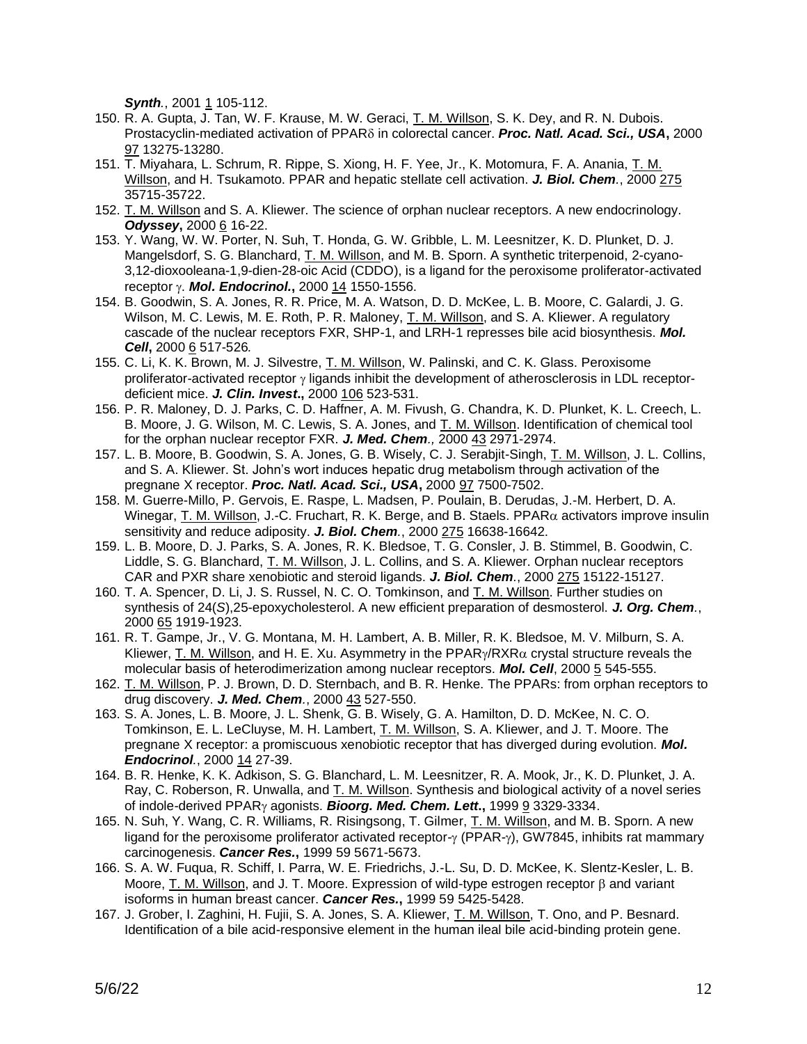***Synth.***, 2001 1 105-112.

150. R. A. Gupta, J. Tan, W. F. Krause, M. W. Geraci, T. M. Willson, S. K. Dey, and R. N. Dubois. Prostacyclin-mediated activation of PPARδ in colorectal cancer. ***Proc. Natl. Acad. Sci., USA*****,** 2000 97 13275-13280.
151. T. Miyahara, L. Schrum, R. Rippe, S. Xiong, H. F. Yee, Jr., K. Motomura, F. A. Anania, T. M. Willson, and H. Tsukamoto. PPAR and hepatic stellate cell activation. ***J. Biol. Chem***., 2000 275 35715-35722.
152. T. M. Willson and S. A. Kliewer. The science of orphan nuclear receptors. A new endocrinology. ***Odyssey*****,** 2000 6 16-22.
153. Y. Wang, W. W. Porter, N. Suh, T. Honda, G. W. Gribble, L. M. Leesnitzer, K. D. Plunket, D. J. Mangelsdorf, S. G. Blanchard, T. M. Willson, and M. B. Sporn. A synthetic triterpenoid, 2-cyano-3,12-dioxooleana-1,9-dien-28-oic Acid (CDDO), is a ligand for the peroxisome proliferator-activated receptor γ. ***Mol. Endocrinol.*****,** 2000 14 1550-1556.
154. B. Goodwin, S. A. Jones, R. R. Price, M. A. Watson, D. D. McKee, L. B. Moore, C. Galardi, J. G. Wilson, M. C. Lewis, M. E. Roth, P. R. Maloney, T. M. Willson, and S. A. Kliewer. A regulatory cascade of the nuclear receptors FXR, SHP-1, and LRH-1 represses bile acid biosynthesis. ***Mol. Cell*****,** 2000 6 517-526*.*
155. C. Li, K. K. Brown, M. J. Silvestre, T. M. Willson, W. Palinski, and C. K. Glass. Peroxisome proliferator-activated receptor γ ligands inhibit the development of atherosclerosis in LDL receptor-deficient mice. ***J. Clin. Invest*****.,** 2000 106 523-531.
156. P. R. Maloney, D. J. Parks, C. D. Haffner, A. M. Fivush, G. Chandra, K. D. Plunket, K. L. Creech, L. B. Moore, J. G. Wilson, M. C. Lewis, S. A. Jones, and T. M. Willson. Identification of chemical tool for the orphan nuclear receptor FXR. ***J. Med. Chem****.,* 2000 43 2971-2974.
157. L. B. Moore, B. Goodwin, S. A. Jones, G. B. Wisely, C. J. Serabjit-Singh, T. M. Willson, J. L. Collins, and S. A. Kliewer. St. John's wort induces hepatic drug metabolism through activation of the pregnane X receptor. ***Proc. Natl. Acad. Sci., USA*****,** 2000 97 7500-7502.
158. M. Guerre-Millo, P. Gervois, E. Raspe, L. Madsen, P. Poulain, B. Derudas, J.-M. Herbert, D. A. Winegar, T. M. Willson, J.-C. Fruchart, R. K. Berge, and B. Staels. PPARα activators improve insulin sensitivity and reduce adiposity. ***J. Biol. Chem***., 2000 275 16638-16642*.*
159. L. B. Moore, D. J. Parks, S. A. Jones, R. K. Bledsoe, T. G. Consler, J. B. Stimmel, B. Goodwin, C. Liddle, S. G. Blanchard, T. M. Willson, J. L. Collins, and S. A. Kliewer. Orphan nuclear receptors CAR and PXR share xenobiotic and steroid ligands. ***J. Biol. Chem***., 2000 275 15122-15127.
160. T. A. Spencer, D. Li, J. S. Russel, N. C. O. Tomkinson, and T. M. Willson. Further studies on synthesis of 24(*S*),25-epoxycholesterol. A new efficient preparation of desmosterol. ***J. Org. Chem***., 2000 65 1919-1923.
161. R. T. Gampe, Jr., V. G. Montana, M. H. Lambert, A. B. Miller, R. K. Bledsoe, M. V. Milburn, S. A. Kliewer, T. M. Willson, and H. E. Xu. Asymmetry in the PPARγ/RXRα crystal structure reveals the molecular basis of heterodimerization among nuclear receptors. ***Mol. Cell***, 2000 5 545-555.
162. T. M. Willson, P. J. Brown, D. D. Sternbach, and B. R. Henke. The PPARs: from orphan receptors to drug discovery. ***J. Med. Chem***., 2000 43 527-550.
163. S. A. Jones, L. B. Moore, J. L. Shenk, G. B. Wisely, G. A. Hamilton, D. D. McKee, N. C. O. Tomkinson, E. L. LeCluyse, M. H. Lambert, T. M. Willson, S. A. Kliewer, and J. T. Moore. The pregnane X receptor: a promiscuous xenobiotic receptor that has diverged during evolution. ***Mol. Endocrinol***., 2000 14 27-39.
164. B. R. Henke, K. K. Adkison, S. G. Blanchard, L. M. Leesnitzer, R. A. Mook, Jr., K. D. Plunket, J. A. Ray, C. Roberson, R. Unwalla, and T. M. Willson. Synthesis and biological activity of a novel series of indole-derived PPARγ agonists. ***Bioorg. Med. Chem. Lett*****.,** 1999 9 3329-3334.
165. N. Suh, Y. Wang, C. R. Williams, R. Risingsong, T. Gilmer, T. M. Willson, and M. B. Sporn. A new ligand for the peroxisome proliferator activated receptor-γ (PPAR-γ), GW7845, inhibits rat mammary carcinogenesis. ***Cancer Res.*****,** 1999 59 5671-5673.
166. S. A. W. Fuqua, R. Schiff, I. Parra, W. E. Friedrichs, J.-L. Su, D. D. McKee, K. Slentz-Kesler, L. B. Moore, T. M. Willson, and J. T. Moore. Expression of wild-type estrogen receptor β and variant isoforms in human breast cancer. ***Cancer Res.*****,** 1999 59 5425-5428.
167. J. Grober, I. Zaghini, H. Fujii, S. A. Jones, S. A. Kliewer, T. M. Willson, T. Ono, and P. Besnard. Identification of a bile acid-responsive element in the human ileal bile acid-binding protein gene.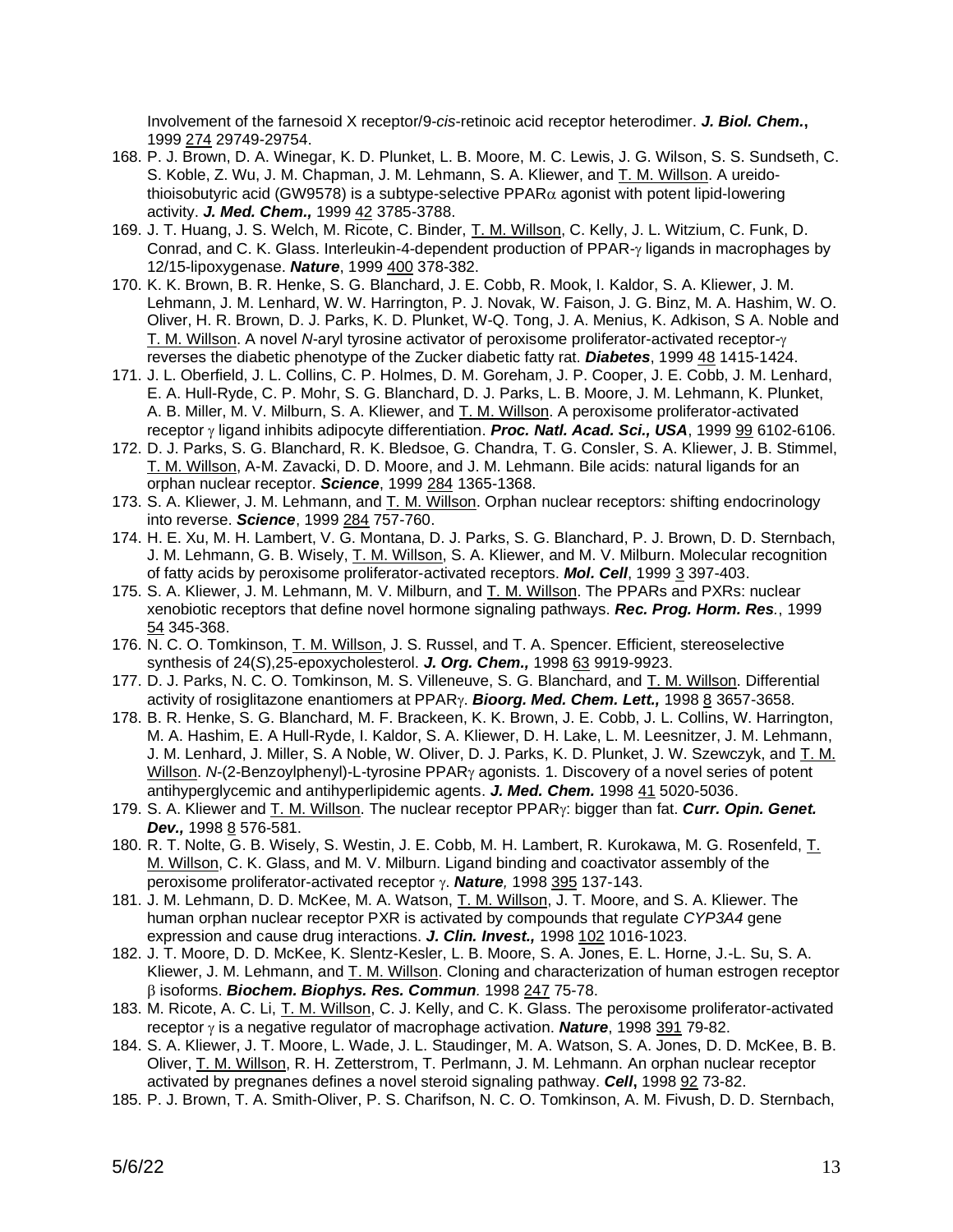Involvement of the farnesoid X receptor/9-*cis*-retinoic acid receptor heterodimer. ***J. Biol. Chem.***, 1999 274 29749-29754.

168. P. J. Brown, D. A. Winegar, K. D. Plunket, L. B. Moore, M. C. Lewis, J. G. Wilson, S. S. Sundseth, C. S. Koble, Z. Wu, J. M. Chapman, J. M. Lehmann, S. A. Kliewer, and T. M. Willson. A ureido-thioisobutyric acid (GW9578) is a subtype-selective PPAR$\alpha$ agonist with potent lipid-lowering activity. ***J. Med. Chem.,*** 1999 42 3785-3788.
169. J. T. Huang, J. S. Welch, M. Ricote, C. Binder, T. M. Willson, C. Kelly, J. L. Witzium, C. Funk, D. Conrad, and C. K. Glass. Interleukin-4-dependent production of PPAR-$\gamma$ ligands in macrophages by 12/15-lipoxygenase. ***Nature***, 1999 400 378-382.
170. K. K. Brown, B. R. Henke, S. G. Blanchard, J. E. Cobb, R. Mook, I. Kaldor, S. A. Kliewer, J. M. Lehmann, J. M. Lenhard, W. W. Harrington, P. J. Novak, W. Faison, J. G. Binz, M. A. Hashim, W. O. Oliver, H. R. Brown, D. J. Parks, K. D. Plunket, W-Q. Tong, J. A. Menius, K. Adkison, S A. Noble and T. M. Willson. A novel *N*-aryl tyrosine activator of peroxisome proliferator-activated receptor-$\gamma$ reverses the diabetic phenotype of the Zucker diabetic fatty rat. ***Diabetes***, 1999 48 1415-1424.
171. J. L. Oberfield, J. L. Collins, C. P. Holmes, D. M. Goreham, J. P. Cooper, J. E. Cobb, J. M. Lenhard, E. A. Hull-Ryde, C. P. Mohr, S. G. Blanchard, D. J. Parks, L. B. Moore, J. M. Lehmann, K. Plunket, A. B. Miller, M. V. Milburn, S. A. Kliewer, and T. M. Willson. A peroxisome proliferator-activated receptor $\gamma$ ligand inhibits adipocyte differentiation. ***Proc. Natl. Acad. Sci., USA***, 1999 99 6102-6106.
172. D. J. Parks, S. G. Blanchard, R. K. Bledsoe, G. Chandra, T. G. Consler, S. A. Kliewer, J. B. Stimmel, T. M. Willson, A-M. Zavacki, D. D. Moore, and J. M. Lehmann. Bile acids: natural ligands for an orphan nuclear receptor. ***Science***, 1999 284 1365-1368.
173. S. A. Kliewer, J. M. Lehmann, and T. M. Willson. Orphan nuclear receptors: shifting endocrinology into reverse. ***Science***, 1999 284 757-760.
174. H. E. Xu, M. H. Lambert, V. G. Montana, D. J. Parks, S. G. Blanchard, P. J. Brown, D. D. Sternbach, J. M. Lehmann, G. B. Wisely, T. M. Willson, S. A. Kliewer, and M. V. Milburn. Molecular recognition of fatty acids by peroxisome proliferator-activated receptors. ***Mol. Cell***, 1999 3 397-403.
175. S. A. Kliewer, J. M. Lehmann, M. V. Milburn, and T. M. Willson. The PPARs and PXRs: nuclear xenobiotic receptors that define novel hormone signaling pathways. ***Rec. Prog. Horm. Res.***, 1999 54 345-368.
176. N. C. O. Tomkinson, T. M. Willson, J. S. Russel, and T. A. Spencer. Efficient, stereoselective synthesis of 24(*S*),25-epoxycholesterol. ***J. Org. Chem.,*** 1998 63 9919-9923.
177. D. J. Parks, N. C. O. Tomkinson, M. S. Villeneuve, S. G. Blanchard, and T. M. Willson. Differential activity of rosiglitazone enantiomers at PPAR$\gamma$. ***Bioorg. Med. Chem. Lett.,*** 1998 8 3657-3658.
178. B. R. Henke, S. G. Blanchard, M. F. Brackeen, K. K. Brown, J. E. Cobb, J. L. Collins, W. Harrington, M. A. Hashim, E. A Hull-Ryde, I. Kaldor, S. A. Kliewer, D. H. Lake, L. M. Leesnitzer, J. M. Lehmann, J. M. Lenhard, J. Miller, S. A Noble, W. Oliver, D. J. Parks, K. D. Plunket, J. W. Szewczyk, and T. M. Willson. *N*-(2-Benzoylphenyl)-L-tyrosine PPAR$\gamma$ agonists. 1. Discovery of a novel series of potent antihyperglycemic and antihyperlipidemic agents. ***J. Med. Chem.*** 1998 41 5020-5036.
179. S. A. Kliewer and T. M. Willson. The nuclear receptor PPAR$\gamma$: bigger than fat. ***Curr. Opin. Genet. Dev.,*** 1998 8 576-581.
180. R. T. Nolte, G. B. Wisely, S. Westin, J. E. Cobb, M. H. Lambert, R. Kurokawa, M. G. Rosenfeld, T. M. Willson, C. K. Glass, and M. V. Milburn. Ligand binding and coactivator assembly of the peroxisome proliferator-activated receptor $\gamma$. ***Nature,*** 1998 395 137-143.
181. J. M. Lehmann, D. D. McKee, M. A. Watson, T. M. Willson, J. T. Moore, and S. A. Kliewer. The human orphan nuclear receptor PXR is activated by compounds that regulate *CYP3A4* gene expression and cause drug interactions. ***J. Clin. Invest.,*** 1998 102 1016-1023.
182. J. T. Moore, D. D. McKee, K. Slentz-Kesler, L. B. Moore, S. A. Jones, E. L. Horne, J.-L. Su, S. A. Kliewer, J. M. Lehmann, and T. M. Willson. Cloning and characterization of human estrogen receptor $\beta$ isoforms. ***Biochem. Biophys. Res. Commun.*** 1998 247 75-78.
183. M. Ricote, A. C. Li, T. M. Willson, C. J. Kelly, and C. K. Glass. The peroxisome proliferator-activated receptor $\gamma$ is a negative regulator of macrophage activation. ***Nature***, 1998 391 79-82.
184. S. A. Kliewer, J. T. Moore, L. Wade, J. L. Staudinger, M. A. Watson, S. A. Jones, D. D. McKee, B. B. Oliver, T. M. Willson, R. H. Zetterstrom, T. Perlmann, J. M. Lehmann. An orphan nuclear receptor activated by pregnanes defines a novel steroid signaling pathway. ***Cell***, 1998 92 73-82.
185. P. J. Brown, T. A. Smith-Oliver, P. S. Charifson, N. C. O. Tomkinson, A. M. Fivush, D. D. Sternbach,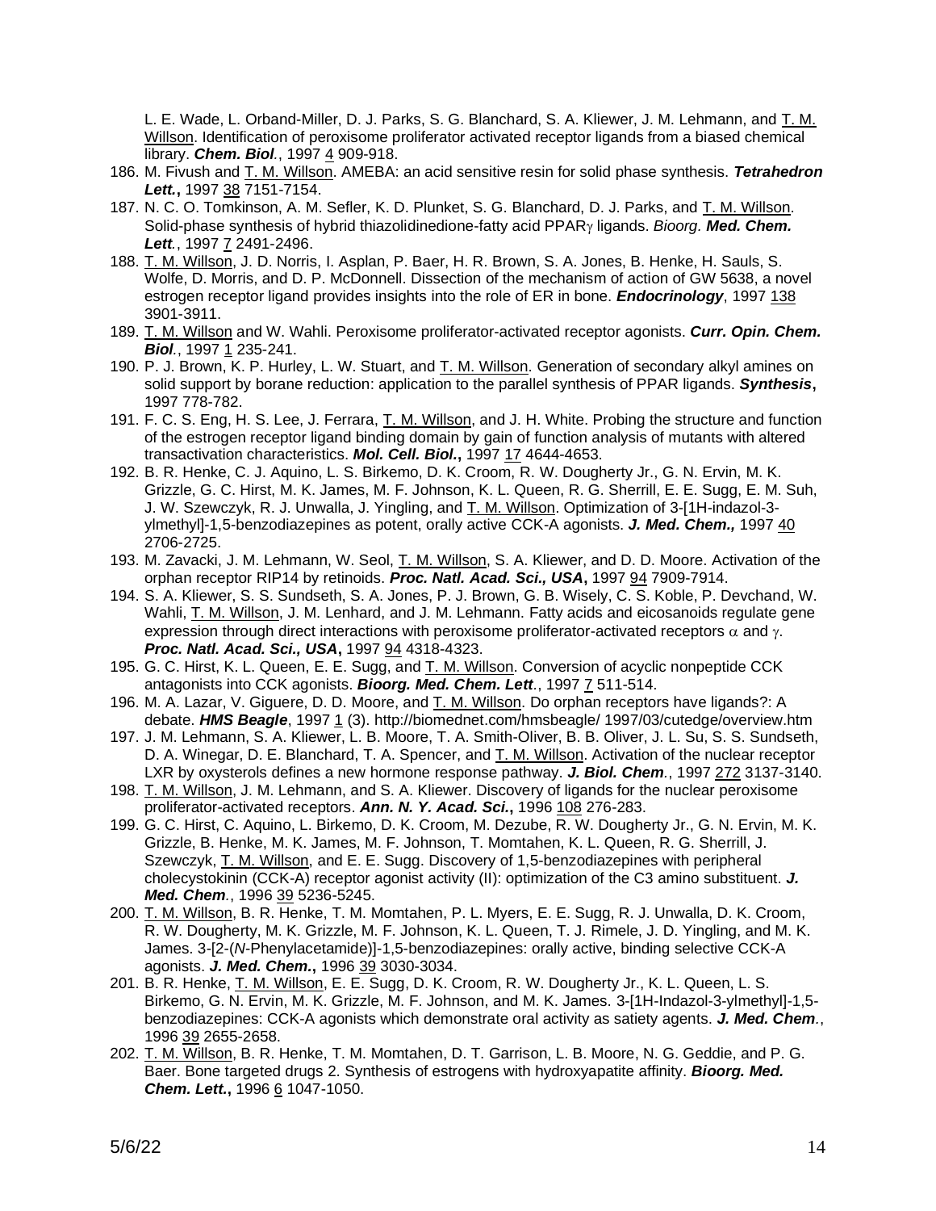L. E. Wade, L. Orband-Miller, D. J. Parks, S. G. Blanchard, S. A. Kliewer, J. M. Lehmann, and T. M. Willson. Identification of peroxisome proliferator activated receptor ligands from a biased chemical library. ***Chem. Biol***., 1997 4 909-918.

186. M. Fivush and T. M. Willson. AMEBA: an acid sensitive resin for solid phase synthesis. ***Tetrahedron Lett.***, 1997 38 7151-7154.
187. N. C. O. Tomkinson, A. M. Sefler, K. D. Plunket, S. G. Blanchard, D. J. Parks, and T. M. Willson. Solid-phase synthesis of hybrid thiazolidinedione-fatty acid PPARγ ligands. *Bioorg.* ***Med. Chem. Lett***., 1997 7 2491-2496.
188. T. M. Willson, J. D. Norris, I. Asplan, P. Baer, H. R. Brown, S. A. Jones, B. Henke, H. Sauls, S. Wolfe, D. Morris, and D. P. McDonnell. Dissection of the mechanism of action of GW 5638, a novel estrogen receptor ligand provides insights into the role of ER in bone. ***Endocrinology***, 1997 138 3901-3911.
189. T. M. Willson and W. Wahli. Peroxisome proliferator-activated receptor agonists. ***Curr. Opin. Chem. Biol***., 1997 1 235-241.
190. P. J. Brown, K. P. Hurley, L. W. Stuart, and T. M. Willson. Generation of secondary alkyl amines on solid support by borane reduction: application to the parallel synthesis of PPAR ligands. ***Synthesis***, 1997 778-782.
191. F. C. S. Eng, H. S. Lee, J. Ferrara, T. M. Willson, and J. H. White. Probing the structure and function of the estrogen receptor ligand binding domain by gain of function analysis of mutants with altered transactivation characteristics. ***Mol. Cell. Biol.***, 1997 17 4644-4653.
192. B. R. Henke, C. J. Aquino, L. S. Birkemo, D. K. Croom, R. W. Dougherty Jr., G. N. Ervin, M. K. Grizzle, G. C. Hirst, M. K. James, M. F. Johnson, K. L. Queen, R. G. Sherrill, E. E. Sugg, E. M. Suh, J. W. Szewczyk, R. J. Unwalla, J. Yingling, and T. M. Willson. Optimization of 3-[1H-indazol-3-ylmethyl]-1,5-benzodiazepines as potent, orally active CCK-A agonists. ***J. Med. Chem.,*** 1997 40 2706-2725.
193. M. Zavacki, J. M. Lehmann, W. Seol, T. M. Willson, S. A. Kliewer, and D. D. Moore. Activation of the orphan receptor RIP14 by retinoids. ***Proc. Natl. Acad. Sci., USA***, 1997 94 7909-7914.
194. S. A. Kliewer, S. S. Sundseth, S. A. Jones, P. J. Brown, G. B. Wisely, C. S. Koble, P. Devchand, W. Wahli, T. M. Willson, J. M. Lenhard, and J. M. Lehmann. Fatty acids and eicosanoids regulate gene expression through direct interactions with peroxisome proliferator-activated receptors α and γ. ***Proc. Natl. Acad. Sci., USA***, 1997 94 4318-4323.
195. G. C. Hirst, K. L. Queen, E. E. Sugg, and T. M. Willson. Conversion of acyclic nonpeptide CCK antagonists into CCK agonists. ***Bioorg. Med. Chem. Lett***., 1997 7 511-514.
196. M. A. Lazar, V. Giguere, D. D. Moore, and T. M. Willson. Do orphan receptors have ligands?: A debate. ***HMS Beagle***, 1997 1 (3). http://biomednet.com/hmsbeagle/ 1997/03/cutedge/overview.htm
197. J. M. Lehmann, S. A. Kliewer, L. B. Moore, T. A. Smith-Oliver, B. B. Oliver, J. L. Su, S. S. Sundseth, D. A. Winegar, D. E. Blanchard, T. A. Spencer, and T. M. Willson. Activation of the nuclear receptor LXR by oxysterols defines a new hormone response pathway. ***J. Biol. Chem***., 1997 272 3137-3140.
198. T. M. Willson, J. M. Lehmann, and S. A. Kliewer. Discovery of ligands for the nuclear peroxisome proliferator-activated receptors. ***Ann. N. Y. Acad. Sci.***, 1996 108 276-283.
199. G. C. Hirst, C. Aquino, L. Birkemo, D. K. Croom, M. Dezube, R. W. Dougherty Jr., G. N. Ervin, M. K. Grizzle, B. Henke, M. K. James, M. F. Johnson, T. Momtahen, K. L. Queen, R. G. Sherrill, J. Szewczyk, T. M. Willson, and E. E. Sugg. Discovery of 1,5-benzodiazepines with peripheral cholecystokinin (CCK-A) receptor agonist activity (II): optimization of the C3 amino substituent. ***J. Med. Chem***., 1996 39 5236-5245.
200. T. M. Willson, B. R. Henke, T. M. Momtahen, P. L. Myers, E. E. Sugg, R. J. Unwalla, D. K. Croom, R. W. Dougherty, M. K. Grizzle, M. F. Johnson, K. L. Queen, T. J. Rimele, J. D. Yingling, and M. K. James. 3-[2-(*N*-Phenylacetamide)]-1,5-benzodiazepines: orally active, binding selective CCK-A agonists. ***J. Med. Chem.***, 1996 39 3030-3034.
201. B. R. Henke, T. M. Willson, E. E. Sugg, D. K. Croom, R. W. Dougherty Jr., K. L. Queen, L. S. Birkemo, G. N. Ervin, M. K. Grizzle, M. F. Johnson, and M. K. James. 3-[1H-Indazol-3-ylmethyl]-1,5-benzodiazepines: CCK-A agonists which demonstrate oral activity as satiety agents. ***J. Med. Chem***., 1996 39 2655-2658.
202. T. M. Willson, B. R. Henke, T. M. Momtahen, D. T. Garrison, L. B. Moore, N. G. Geddie, and P. G. Baer. Bone targeted drugs 2. Synthesis of estrogens with hydroxyapatite affinity. ***Bioorg. Med. Chem. Lett.***, 1996 6 1047-1050.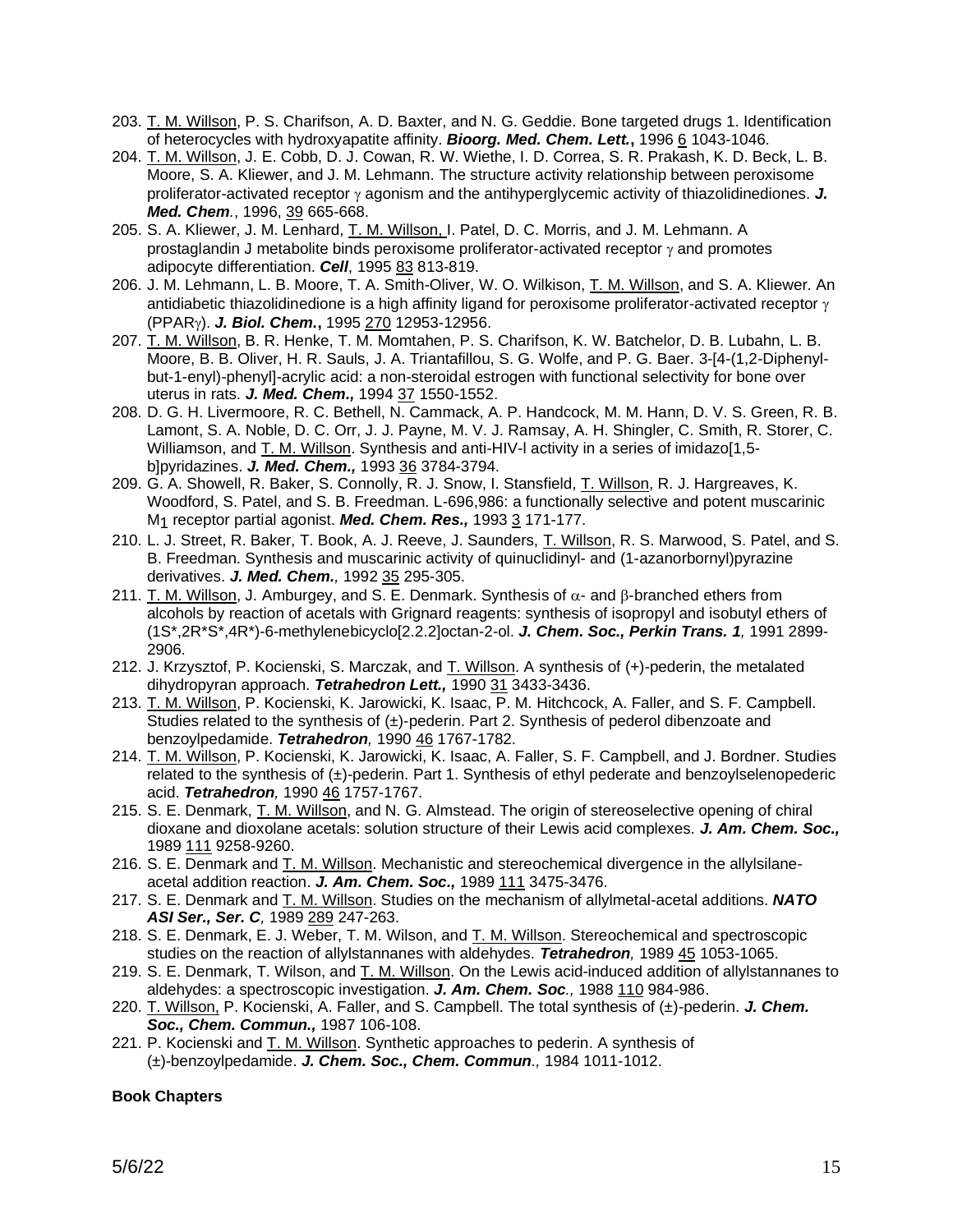203. T. M. Willson, P. S. Charifson, A. D. Baxter, and N. G. Geddie. Bone targeted drugs 1. Identification of heterocycles with hydroxyapatite affinity. ***Bioorg. Med. Chem. Lett.***, 1996 6 1043-1046.
204. T. M. Willson, J. E. Cobb, D. J. Cowan, R. W. Wiethe, I. D. Correa, S. R. Prakash, K. D. Beck, L. B. Moore, S. A. Kliewer, and J. M. Lehmann. The structure activity relationship between peroxisome proliferator-activated receptor $\gamma$ agonism and the antihyperglycemic activity of thiazolidinediones. ***J. Med. Chem***., 1996, 39 665-668.
205. S. A. Kliewer, J. M. Lenhard, T. M. Willson, I. Patel, D. C. Morris, and J. M. Lehmann. A prostaglandin J metabolite binds peroxisome proliferator-activated receptor $\gamma$ and promotes adipocyte differentiation. ***Cell***, 1995 83 813-819.
206. J. M. Lehmann, L. B. Moore, T. A. Smith-Oliver, W. O. Wilkison, T. M. Willson, and S. A. Kliewer. An antidiabetic thiazolidinedione is a high affinity ligand for peroxisome proliferator-activated receptor $\gamma$ (PPAR$\gamma$). ***J. Biol. Chem.***, 1995 270 12953-12956.
207. T. M. Willson, B. R. Henke, T. M. Momtahen, P. S. Charifson, K. W. Batchelor, D. B. Lubahn, L. B. Moore, B. B. Oliver, H. R. Sauls, J. A. Triantafillou, S. G. Wolfe, and P. G. Baer. 3-[4-(1,2-Diphenylbut-1-enyl)-phenyl]-acrylic acid: a non-steroidal estrogen with functional selectivity for bone over uterus in rats. ***J. Med. Chem.,*** 1994 37 1550-1552.
208. D. G. H. Livermoore, R. C. Bethell, N. Cammack, A. P. Handcock, M. M. Hann, D. V. S. Green, R. B. Lamont, S. A. Noble, D. C. Orr, J. J. Payne, M. V. J. Ramsay, A. H. Shingler, C. Smith, R. Storer, C. Williamson, and T. M. Willson. Synthesis and anti-HIV-l activity in a series of imidazo[1,5-b]pyridazines. ***J. Med. Chem.,*** 1993 36 3784-3794.
209. G. A. Showell, R. Baker, S. Connolly, R. J. Snow, I. Stansfield, T. Willson, R. J. Hargreaves, K. Woodford, S. Patel, and S. B. Freedman. L-696,986: a functionally selective and potent muscarinic $M_1$ receptor partial agonist. ***Med. Chem. Res.,*** 1993 3 171-177.
210. L. J. Street, R. Baker, T. Book, A. J. Reeve, J. Saunders, T. Willson, R. S. Marwood, S. Patel, and S. B. Freedman. Synthesis and muscarinic activity of quinuclidinyl- and (1-azanorbornyl)pyrazine derivatives. ***J. Med. Chem.,*** 1992 35 295-305.
211. T. M. Willson, J. Amburgey, and S. E. Denmark. Synthesis of $\alpha$- and $\beta$-branched ethers from alcohols by reaction of acetals with Grignard reagents: synthesis of isopropyl and isobutyl ethers of (1S*,2R*S*,4R*)-6-methylenebicyclo[2.2.2]octan-2-ol. ***J. Chem. Soc., Perkin Trans. 1,*** 1991 2899-2906.
212. J. Krzysztof, P. Kocienski, S. Marczak, and T. Willson. A synthesis of (+)-pederin, the metalated dihydropyran approach. ***Tetrahedron Lett.,*** 1990 31 3433-3436.
213. T. M. Willson, P. Kocienski, K. Jarowicki, K. Isaac, P. M. Hitchcock, A. Faller, and S. F. Campbell. Studies related to the synthesis of (±)-pederin. Part 2. Synthesis of pederol dibenzoate and benzoylpedamide. ***Tetrahedron,*** 1990 46 1767-1782.
214. T. M. Willson, P. Kocienski, K. Jarowicki, K. Isaac, A. Faller, S. F. Campbell, and J. Bordner. Studies related to the synthesis of (±)-pederin. Part 1. Synthesis of ethyl pederate and benzoylselenopederic acid. ***Tetrahedron,*** 1990 46 1757-1767.
215. S. E. Denmark, T. M. Willson, and N. G. Almstead. The origin of stereoselective opening of chiral dioxane and dioxolane acetals: solution structure of their Lewis acid complexes. ***J. Am. Chem. Soc.,*** 1989 111 9258-9260.
216. S. E. Denmark and T. M. Willson. Mechanistic and stereochemical divergence in the allylsilane-acetal addition reaction. ***J. Am. Chem. Soc.,*** 1989 111 3475-3476.
217. S. E. Denmark and T. M. Willson. Studies on the mechanism of allylmetal-acetal additions. ***NATO ASI Ser., Ser. C,*** 1989 289 247-263.
218. S. E. Denmark, E. J. Weber, T. M. Wilson, and T. M. Willson. Stereochemical and spectroscopic studies on the reaction of allylstannanes with aldehydes. ***Tetrahedron,*** 1989 45 1053-1065.
219. S. E. Denmark, T. Wilson, and T. M. Willson. On the Lewis acid-induced addition of allylstannanes to aldehydes: a spectroscopic investigation. ***J. Am. Chem. Soc.,*** 1988 110 984-986.
220. T. Willson, P. Kocienski, A. Faller, and S. Campbell. The total synthesis of (±)-pederin. ***J. Chem. Soc., Chem. Commun.,*** 1987 106-108.
221. P. Kocienski and T. M. Willson. Synthetic approaches to pederin. A synthesis of (±)-benzoylpedamide. ***J. Chem. Soc., Chem. Commun.,*** 1984 1011-1012.

**Book Chapters**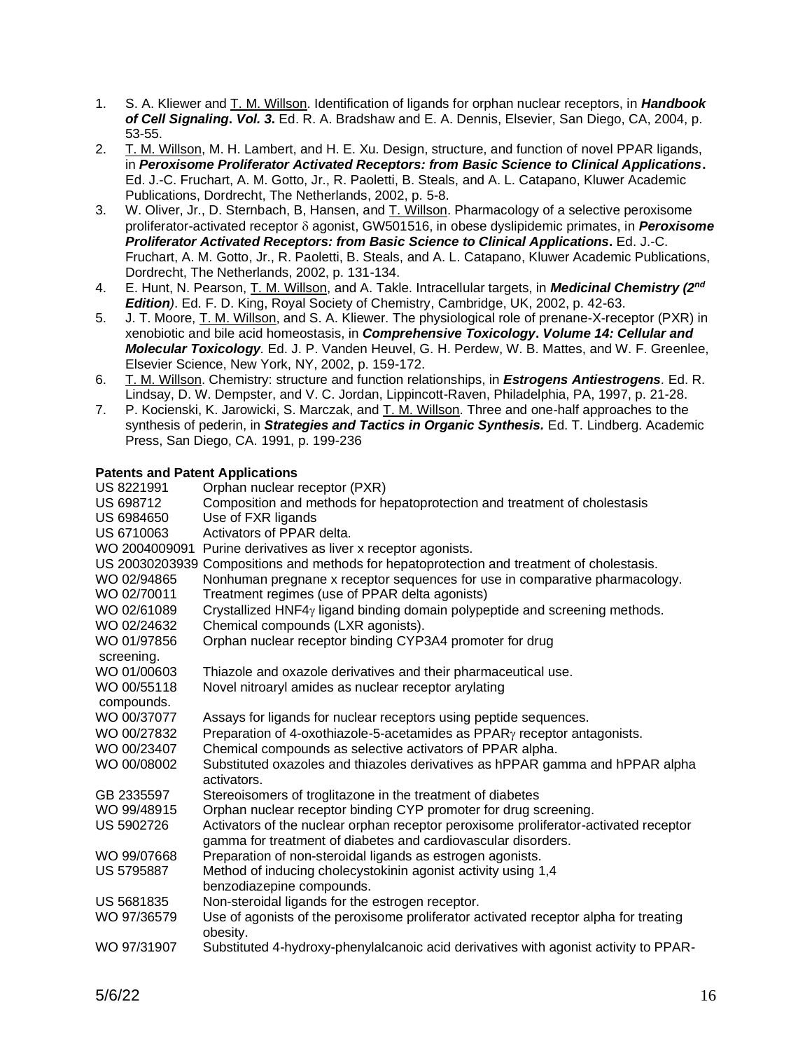1. S. A. Kliewer and T. M. Willson. Identification of ligands for orphan nuclear receptors, in ***Handbook of Cell Signaling. Vol. 3.*** Ed. R. A. Bradshaw and E. A. Dennis, Elsevier, San Diego, CA, 2004, p. 53-55.
2. T. M. Willson, M. H. Lambert, and H. E. Xu. Design, structure, and function of novel PPAR ligands, in ***Peroxisome Proliferator Activated Receptors: from Basic Science to Clinical Applications.*** Ed. J.-C. Fruchart, A. M. Gotto, Jr., R. Paoletti, B. Steals, and A. L. Catapano, Kluwer Academic Publications, Dordrecht, The Netherlands, 2002, p. 5-8.
3. W. Oliver, Jr., D. Sternbach, B, Hansen, and T. Willson. Pharmacology of a selective peroxisome proliferator-activated receptor δ agonist, GW501516, in obese dyslipidemic primates, in ***Peroxisome Proliferator Activated Receptors: from Basic Science to Clinical Applications.*** Ed. J.-C. Fruchart, A. M. Gotto, Jr., R. Paoletti, B. Steals, and A. L. Catapano, Kluwer Academic Publications, Dordrecht, The Netherlands, 2002, p. 131-134.
4. E. Hunt, N. Pearson, T. M. Willson, and A. Takle. Intracellular targets, in ***Medicinal Chemistry (2nd Edition)***. Ed. F. D. King, Royal Society of Chemistry, Cambridge, UK, 2002, p. 42-63.
5. J. T. Moore, T. M. Willson, and S. A. Kliewer. The physiological role of prenane-X-receptor (PXR) in xenobiotic and bile acid homeostasis, in ***Comprehensive Toxicology. Volume 14: Cellular and Molecular Toxicology***. Ed. J. P. Vanden Heuvel, G. H. Perdew, W. B. Mattes, and W. F. Greenlee, Elsevier Science, New York, NY, 2002, p. 159-172.
6. T. M. Willson. Chemistry: structure and function relationships, in ***Estrogens Antiestrogens***. Ed. R. Lindsay, D. W. Dempster, and V. C. Jordan, Lippincott-Raven, Philadelphia, PA, 1997, p. 21-28.
7. P. Kocienski, K. Jarowicki, S. Marczak, and T. M. Willson. Three and one-half approaches to the synthesis of pederin, in ***Strategies and Tactics in Organic Synthesis.*** Ed. T. Lindberg. Academic Press, San Diego, CA. 1991, p. 199-236

**Patents and Patent Applications**

US 8221991 Orphan nuclear receptor (PXR)
US 698712 Composition and methods for hepatoprotection and treatment of cholestasis
US 6984650 Use of FXR ligands
US 6710063 Activators of PPAR delta.
WO 2004009091 Purine derivatives as liver x receptor agonists.
US 20030203939 Compositions and methods for hepatoprotection and treatment of cholestasis.
WO 02/94865 Nonhuman pregnane x receptor sequences for use in comparative pharmacology.
WO 02/70011 Treatment regimes (use of PPAR delta agonists)
WO 02/61089 Crystallized HNF4γ ligand binding domain polypeptide and screening methods.
WO 02/24632 Chemical compounds (LXR agonists).
WO 01/97856 Orphan nuclear receptor binding CYP3A4 promoter for drug screening.
WO 01/00603 Thiazole and oxazole derivatives and their pharmaceutical use.
WO 00/55118 Novel nitroaryl amides as nuclear receptor arylating compounds.
WO 00/37077 Assays for ligands for nuclear receptors using peptide sequences.
WO 00/27832 Preparation of 4-oxothiazole-5-acetamides as PPARγ receptor antagonists.
WO 00/23407 Chemical compounds as selective activators of PPAR alpha.
WO 00/08002 Substituted oxazoles and thiazoles derivatives as hPPAR gamma and hPPAR alpha activators.
GB 2335597 Stereoisomers of troglitazone in the treatment of diabetes
WO 99/48915 Orphan nuclear receptor binding CYP promoter for drug screening.
US 5902726 Activators of the nuclear orphan receptor peroxisome proliferator-activated receptor gamma for treatment of diabetes and cardiovascular disorders.
WO 99/07668 Preparation of non-steroidal ligands as estrogen agonists.
US 5795887 Method of inducing cholecystokinin agonist activity using 1,4 benzodiazepine compounds.
US 5681835 Non-steroidal ligands for the estrogen receptor.
WO 97/36579 Use of agonists of the peroxisome proliferator activated receptor alpha for treating obesity.
WO 97/31907 Substituted 4-hydroxy-phenylalcanoic acid derivatives with agonist activity to PPAR-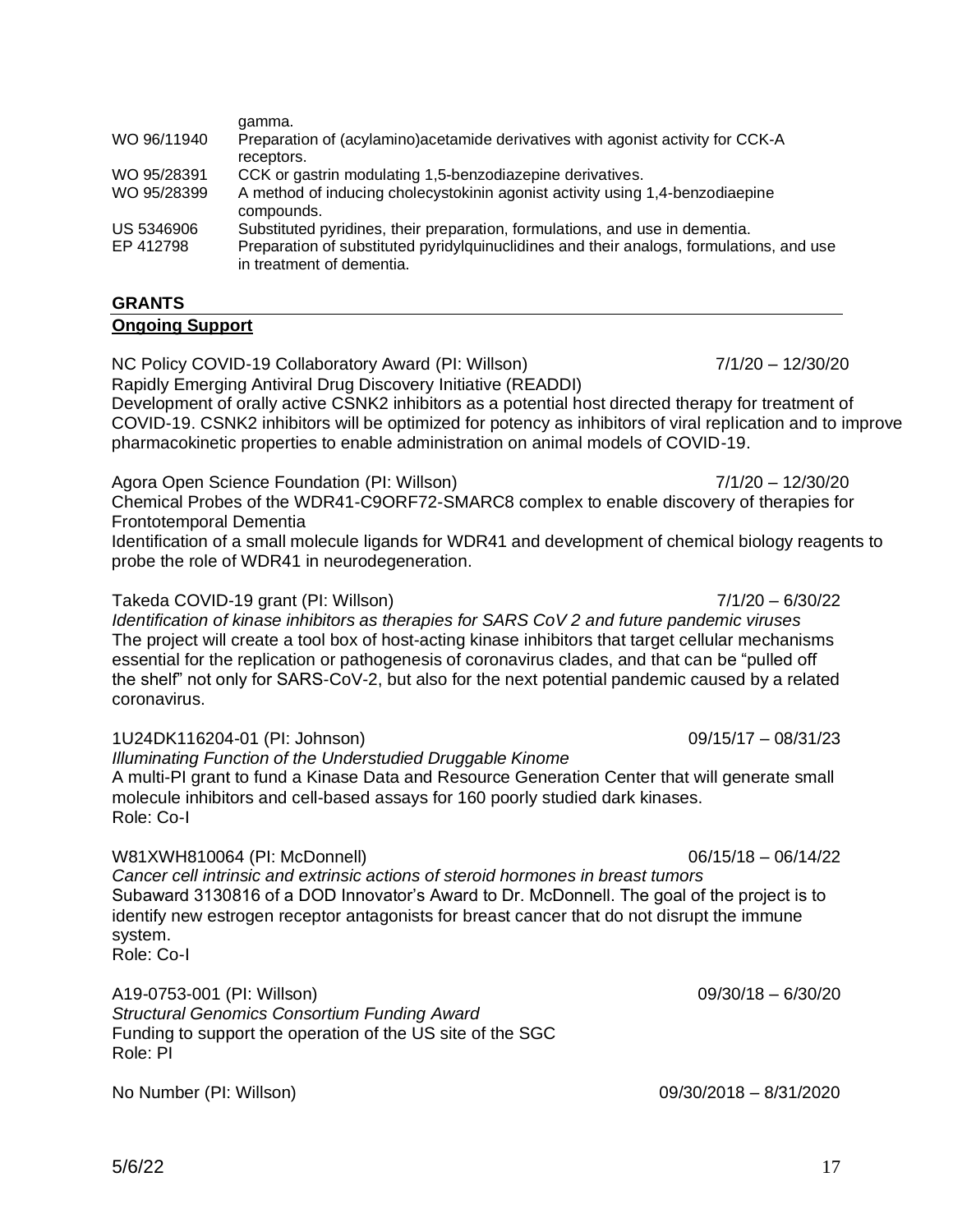| | |
|---|---|
| | gamma. |
| WO 96/11940 | Preparation of (acylamino)acetamide derivatives with agonist activity for CCK-A receptors. |
| WO 95/28391 | CCK or gastrin modulating 1,5-benzodiazepine derivatives. |
| WO 95/28399 | A method of inducing cholecystokinin agonist activity using 1,4-benzodiaepine compounds. |
| US 5346906 | Substituted pyridines, their preparation, formulations, and use in dementia. |
| EP 412798 | Preparation of substituted pyridylquinuclidines and their analogs, formulations, and use in treatment of dementia. |

## GRANTS

**Ongoing Support**

NC Policy COVID-19 Collaboratory Award (PI: Willson) 7/1/20 – 12/30/20
Rapidly Emerging Antiviral Drug Discovery Initiative (READDI)
Development of orally active CSNK2 inhibitors as a potential host directed therapy for treatment of COVID-19. CSNK2 inhibitors will be optimized for potency as inhibitors of viral replication and to improve pharmacokinetic properties to enable administration on animal models of COVID-19.

Agora Open Science Foundation (PI: Willson) 7/1/20 – 12/30/20
Chemical Probes of the WDR41-C9ORF72-SMARC8 complex to enable discovery of therapies for Frontotemporal Dementia
Identification of a small molecule ligands for WDR41 and development of chemical biology reagents to probe the role of WDR41 in neurodegeneration.

Takeda COVID-19 grant (PI: Willson) 7/1/20 – 6/30/22
*Identification of kinase inhibitors as therapies for SARS CoV 2 and future pandemic viruses*
The project will create a tool box of host-acting kinase inhibitors that target cellular mechanisms essential for the replication or pathogenesis of coronavirus clades, and that can be "pulled off the shelf" not only for SARS-CoV-2, but also for the next potential pandemic caused by a related coronavirus.

1U24DK116204-01 (PI: Johnson) 09/15/17 – 08/31/23
*Illuminating Function of the Understudied Druggable Kinome*
A multi-PI grant to fund a Kinase Data and Resource Generation Center that will generate small molecule inhibitors and cell-based assays for 160 poorly studied dark kinases.
Role: Co-I

W81XWH810064 (PI: McDonnell) 06/15/18 – 06/14/22
*Cancer cell intrinsic and extrinsic actions of steroid hormones in breast tumors*
Subaward 3130816 of a DOD Innovator's Award to Dr. McDonnell. The goal of the project is to identify new estrogen receptor antagonists for breast cancer that do not disrupt the immune system.
Role: Co-I

A19-0753-001 (PI: Willson) 09/30/18 – 6/30/20
*Structural Genomics Consortium Funding Award*
Funding to support the operation of the US site of the SGC
Role: PI

No Number (PI: Willson) 09/30/2018 – 8/31/2020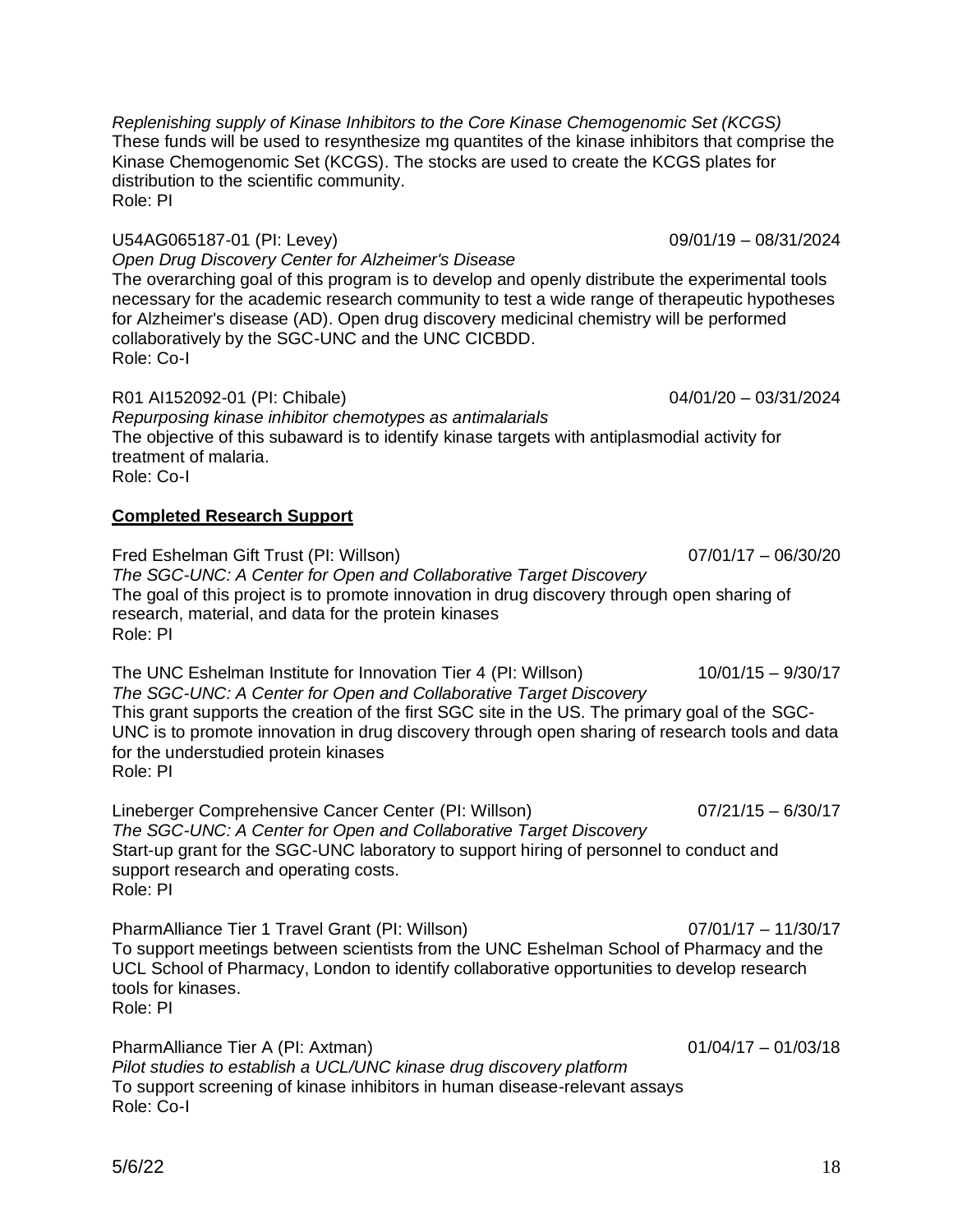*Replenishing supply of Kinase Inhibitors to the Core Kinase Chemogenomic Set (KCGS)*
These funds will be used to resynthesize mg quantites of the kinase inhibitors that comprise the Kinase Chemogenomic Set (KCGS). The stocks are used to create the KCGS plates for distribution to the scientific community.
Role: PI

U54AG065187-01 (PI: Levey) 09/01/19 – 08/31/2024
*Open Drug Discovery Center for Alzheimer's Disease*
The overarching goal of this program is to develop and openly distribute the experimental tools necessary for the academic research community to test a wide range of therapeutic hypotheses for Alzheimer's disease (AD). Open drug discovery medicinal chemistry will be performed collaboratively by the SGC-UNC and the UNC CICBDD.
Role: Co-I

R01 AI152092-01 (PI: Chibale) 04/01/20 – 03/31/2024
*Repurposing kinase inhibitor chemotypes as antimalarials*
The objective of this subaward is to identify kinase targets with antiplasmodial activity for treatment of malaria.
Role: Co-I

**Completed Research Support**

Fred Eshelman Gift Trust (PI: Willson) 07/01/17 – 06/30/20
*The SGC-UNC: A Center for Open and Collaborative Target Discovery*
The goal of this project is to promote innovation in drug discovery through open sharing of research, material, and data for the protein kinases
Role: PI

The UNC Eshelman Institute for Innovation Tier 4 (PI: Willson) 10/01/15 – 9/30/17
*The SGC-UNC: A Center for Open and Collaborative Target Discovery*
This grant supports the creation of the first SGC site in the US. The primary goal of the SGC-UNC is to promote innovation in drug discovery through open sharing of research tools and data for the understudied protein kinases
Role: PI

Lineberger Comprehensive Cancer Center (PI: Willson) 07/21/15 – 6/30/17
*The SGC-UNC: A Center for Open and Collaborative Target Discovery*
Start-up grant for the SGC-UNC laboratory to support hiring of personnel to conduct and support research and operating costs.
Role: PI

PharmAlliance Tier 1 Travel Grant (PI: Willson) 07/01/17 – 11/30/17
To support meetings between scientists from the UNC Eshelman School of Pharmacy and the UCL School of Pharmacy, London to identify collaborative opportunities to develop research tools for kinases.
Role: PI

PharmAlliance Tier A (PI: Axtman) 01/04/17 – 01/03/18
*Pilot studies to establish a UCL/UNC kinase drug discovery platform*
To support screening of kinase inhibitors in human disease-relevant assays
Role: Co-I

5/6/22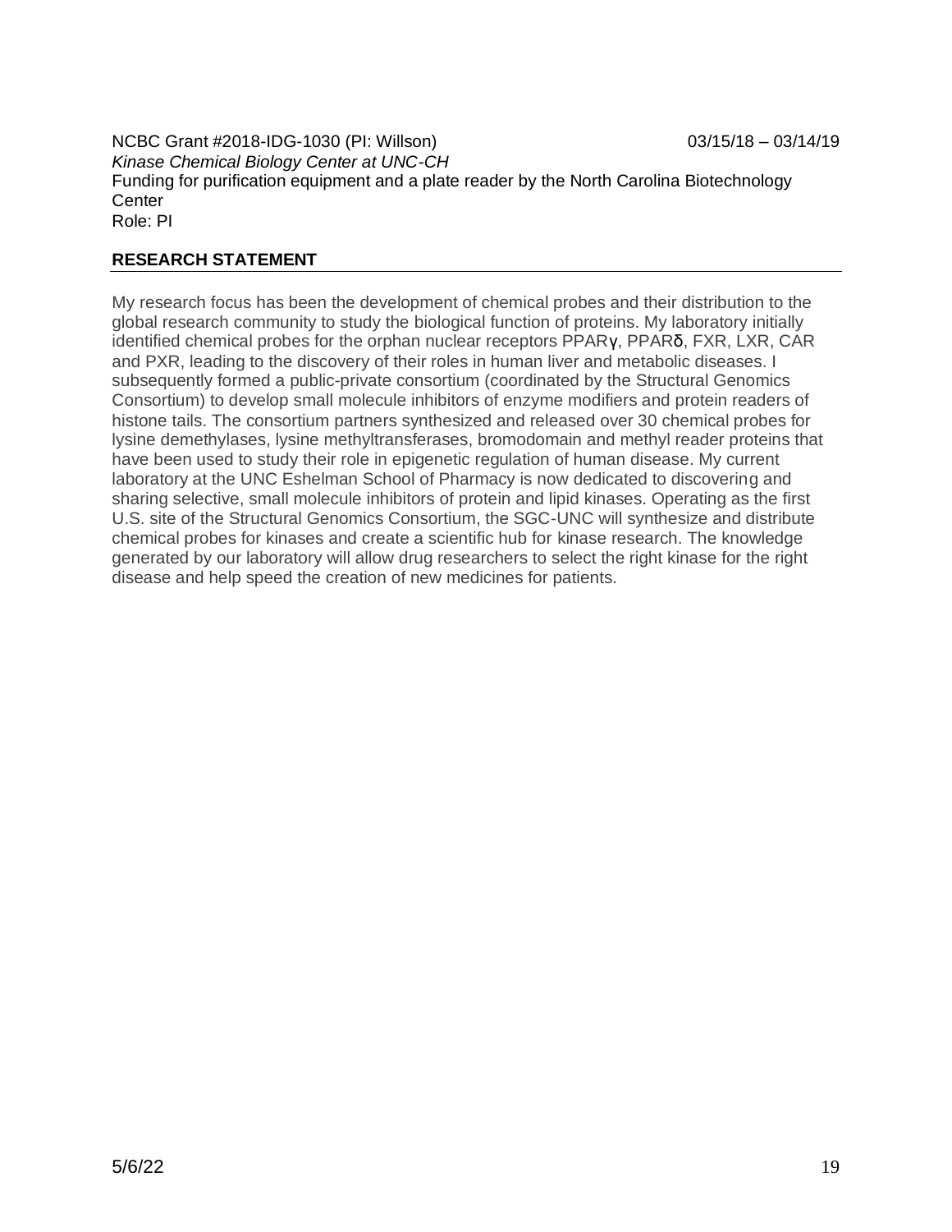NCBC Grant #2018-IDG-1030 (PI: Willson) 03/15/18 – 03/14/19
*Kinase Chemical Biology Center at UNC-CH*
Funding for purification equipment and a plate reader by the North Carolina Biotechnology Center
Role: PI

## RESEARCH STATEMENT

My research focus has been the development of chemical probes and their distribution to the global research community to study the biological function of proteins. My laboratory initially identified chemical probes for the orphan nuclear receptors PPARγ, PPARδ, FXR, LXR, CAR and PXR, leading to the discovery of their roles in human liver and metabolic diseases. I subsequently formed a public-private consortium (coordinated by the Structural Genomics Consortium) to develop small molecule inhibitors of enzyme modifiers and protein readers of histone tails. The consortium partners synthesized and released over 30 chemical probes for lysine demethylases, lysine methyltransferases, bromodomain and methyl reader proteins that have been used to study their role in epigenetic regulation of human disease. My current laboratory at the UNC Eshelman School of Pharmacy is now dedicated to discovering and sharing selective, small molecule inhibitors of protein and lipid kinases. Operating as the first U.S. site of the Structural Genomics Consortium, the SGC-UNC will synthesize and distribute chemical probes for kinases and create a scientific hub for kinase research. The knowledge generated by our laboratory will allow drug researchers to select the right kinase for the right disease and help speed the creation of new medicines for patients.